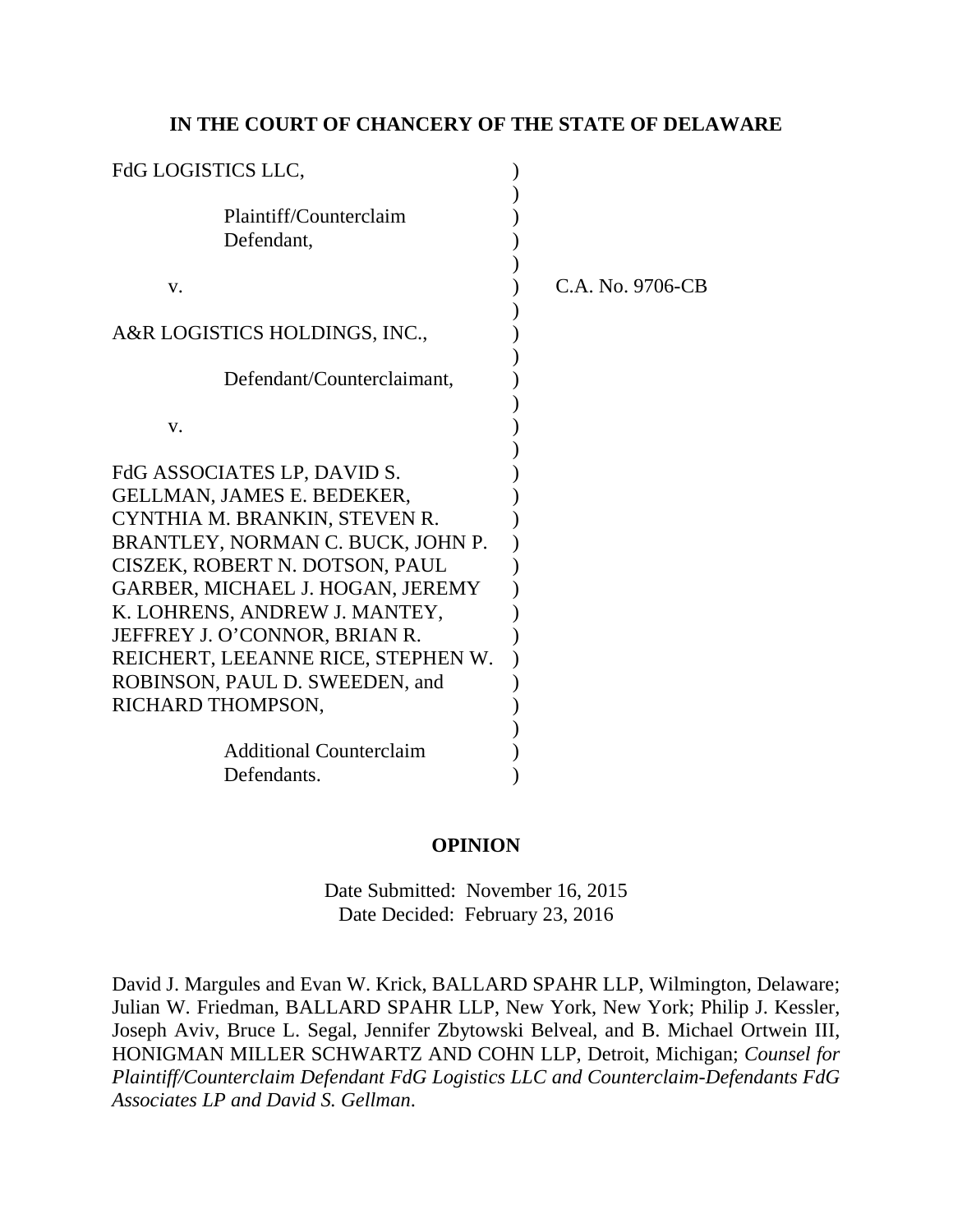**IN THE COURT OF CHANCERY OF THE STATE OF DELAWARE**

FdG LOGISTICS LLC,

Plaintiff/Counterclaim Defendant,

v.

A&R LOGISTICS HOLDINGS, INC.,

Defendant/Counterclaimant,

v.

FdG ASSOCIATES LP, DAVID S. GELLMAN, JAMES E. BEDEKER, CYNTHIA M. BRANKIN, STEVEN R. BRANTLEY, NORMAN C. BUCK, JOHN P. CISZEK, ROBERT N. DOTSON, PAUL GARBER, MICHAEL J. HOGAN, JEREMY K. LOHRENS, ANDREW J. MANTEY, JEFFREY J. O'CONNOR, BRIAN R. REICHERT, LEEANNE RICE, STEPHEN W. ROBINSON, PAUL D. SWEEDEN, and RICHARD THOMPSON,

Additional Counterclaim Defendants.

C.A. No. 9706-CB

**OPINION**

Date Submitted: November 16, 2015
Date Decided: February 23, 2016

David J. Margules and Evan W. Krick, BALLARD SPAHR LLP, Wilmington, Delaware; Julian W. Friedman, BALLARD SPAHR LLP, New York, New York; Philip J. Kessler, Joseph Aviv, Bruce L. Segal, Jennifer Zbytowski Belveal, and B. Michael Ortwein III, HONIGMAN MILLER SCHWARTZ AND COHN LLP, Detroit, Michigan; *Counsel for Plaintiff/Counterclaim Defendant FdG Logistics LLC and Counterclaim-Defendants FdG Associates LP and David S. Gellman.*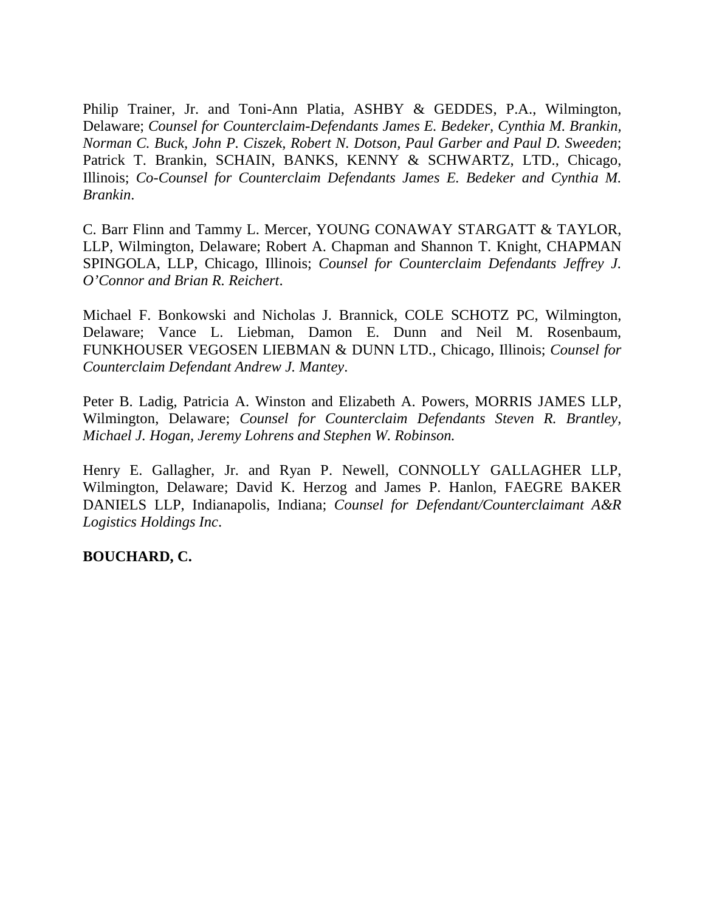Philip Trainer, Jr. and Toni-Ann Platia, ASHBY & GEDDES, P.A., Wilmington, Delaware; *Counsel for Counterclaim-Defendants James E. Bedeker, Cynthia M. Brankin, Norman C. Buck, John P. Ciszek, Robert N. Dotson, Paul Garber and Paul D. Sweeden*; Patrick T. Brankin, SCHAIN, BANKS, KENNY & SCHWARTZ, LTD., Chicago, Illinois; *Co-Counsel for Counterclaim Defendants James E. Bedeker and Cynthia M. Brankin*.

C. Barr Flinn and Tammy L. Mercer, YOUNG CONAWAY STARGATT & TAYLOR, LLP, Wilmington, Delaware; Robert A. Chapman and Shannon T. Knight, CHAPMAN SPINGOLA, LLP, Chicago, Illinois; *Counsel for Counterclaim Defendants Jeffrey J. O'Connor and Brian R. Reichert*.

Michael F. Bonkowski and Nicholas J. Brannick, COLE SCHOTZ PC, Wilmington, Delaware; Vance L. Liebman, Damon E. Dunn and Neil M. Rosenbaum, FUNKHOUSER VEGOSEN LIEBMAN & DUNN LTD., Chicago, Illinois; *Counsel for Counterclaim Defendant Andrew J. Mantey*.

Peter B. Ladig, Patricia A. Winston and Elizabeth A. Powers, MORRIS JAMES LLP, Wilmington, Delaware; *Counsel for Counterclaim Defendants Steven R. Brantley, Michael J. Hogan, Jeremy Lohrens and Stephen W. Robinson.*

Henry E. Gallagher, Jr. and Ryan P. Newell, CONNOLLY GALLAGHER LLP, Wilmington, Delaware; David K. Herzog and James P. Hanlon, FAEGRE BAKER DANIELS LLP, Indianapolis, Indiana; *Counsel for Defendant/Counterclaimant A&R Logistics Holdings Inc*.

**BOUCHARD, C.**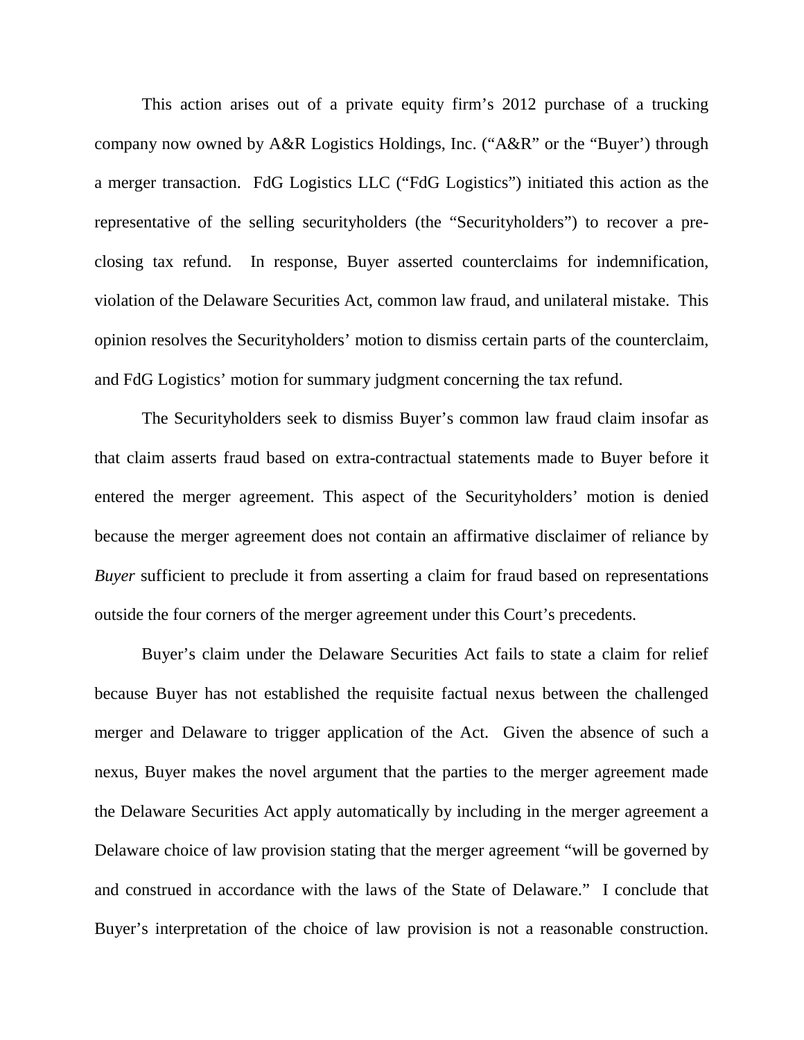This action arises out of a private equity firm's 2012 purchase of a trucking company now owned by A&R Logistics Holdings, Inc. ("A&R" or the "Buyer') through a merger transaction. FdG Logistics LLC ("FdG Logistics") initiated this action as the representative of the selling securityholders (the "Securityholders") to recover a pre-closing tax refund. In response, Buyer asserted counterclaims for indemnification, violation of the Delaware Securities Act, common law fraud, and unilateral mistake. This opinion resolves the Securityholders' motion to dismiss certain parts of the counterclaim, and FdG Logistics' motion for summary judgment concerning the tax refund.

The Securityholders seek to dismiss Buyer's common law fraud claim insofar as that claim asserts fraud based on extra-contractual statements made to Buyer before it entered the merger agreement. This aspect of the Securityholders' motion is denied because the merger agreement does not contain an affirmative disclaimer of reliance by *Buyer* sufficient to preclude it from asserting a claim for fraud based on representations outside the four corners of the merger agreement under this Court's precedents.

Buyer's claim under the Delaware Securities Act fails to state a claim for relief because Buyer has not established the requisite factual nexus between the challenged merger and Delaware to trigger application of the Act. Given the absence of such a nexus, Buyer makes the novel argument that the parties to the merger agreement made the Delaware Securities Act apply automatically by including in the merger agreement a Delaware choice of law provision stating that the merger agreement "will be governed by and construed in accordance with the laws of the State of Delaware." I conclude that Buyer's interpretation of the choice of law provision is not a reasonable construction.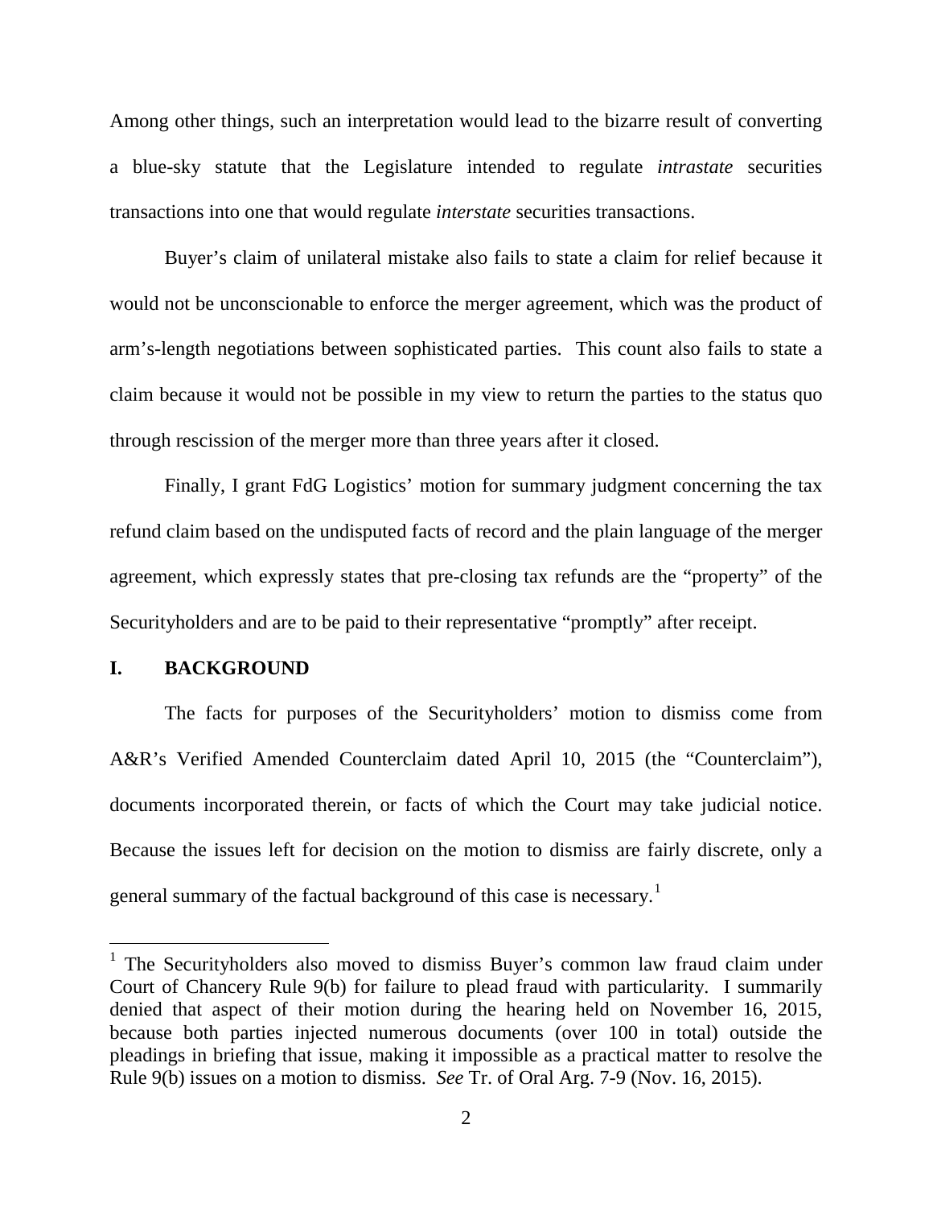Among other things, such an interpretation would lead to the bizarre result of converting a blue-sky statute that the Legislature intended to regulate *intrastate* securities transactions into one that would regulate *interstate* securities transactions.

Buyer's claim of unilateral mistake also fails to state a claim for relief because it would not be unconscionable to enforce the merger agreement, which was the product of arm's-length negotiations between sophisticated parties. This count also fails to state a claim because it would not be possible in my view to return the parties to the status quo through rescission of the merger more than three years after it closed.

Finally, I grant FdG Logistics' motion for summary judgment concerning the tax refund claim based on the undisputed facts of record and the plain language of the merger agreement, which expressly states that pre-closing tax refunds are the "property" of the Securityholders and are to be paid to their representative "promptly" after receipt.

## I. BACKGROUND

The facts for purposes of the Securityholders' motion to dismiss come from A&R's Verified Amended Counterclaim dated April 10, 2015 (the "Counterclaim"), documents incorporated therein, or facts of which the Court may take judicial notice. Because the issues left for decision on the motion to dismiss are fairly discrete, only a general summary of the factual background of this case is necessary.[1]

[1] The Securityholders also moved to dismiss Buyer's common law fraud claim under Court of Chancery Rule 9(b) for failure to plead fraud with particularity. I summarily denied that aspect of their motion during the hearing held on November 16, 2015, because both parties injected numerous documents (over 100 in total) outside the pleadings in briefing that issue, making it impossible as a practical matter to resolve the Rule 9(b) issues on a motion to dismiss. *See* Tr. of Oral Arg. 7-9 (Nov. 16, 2015).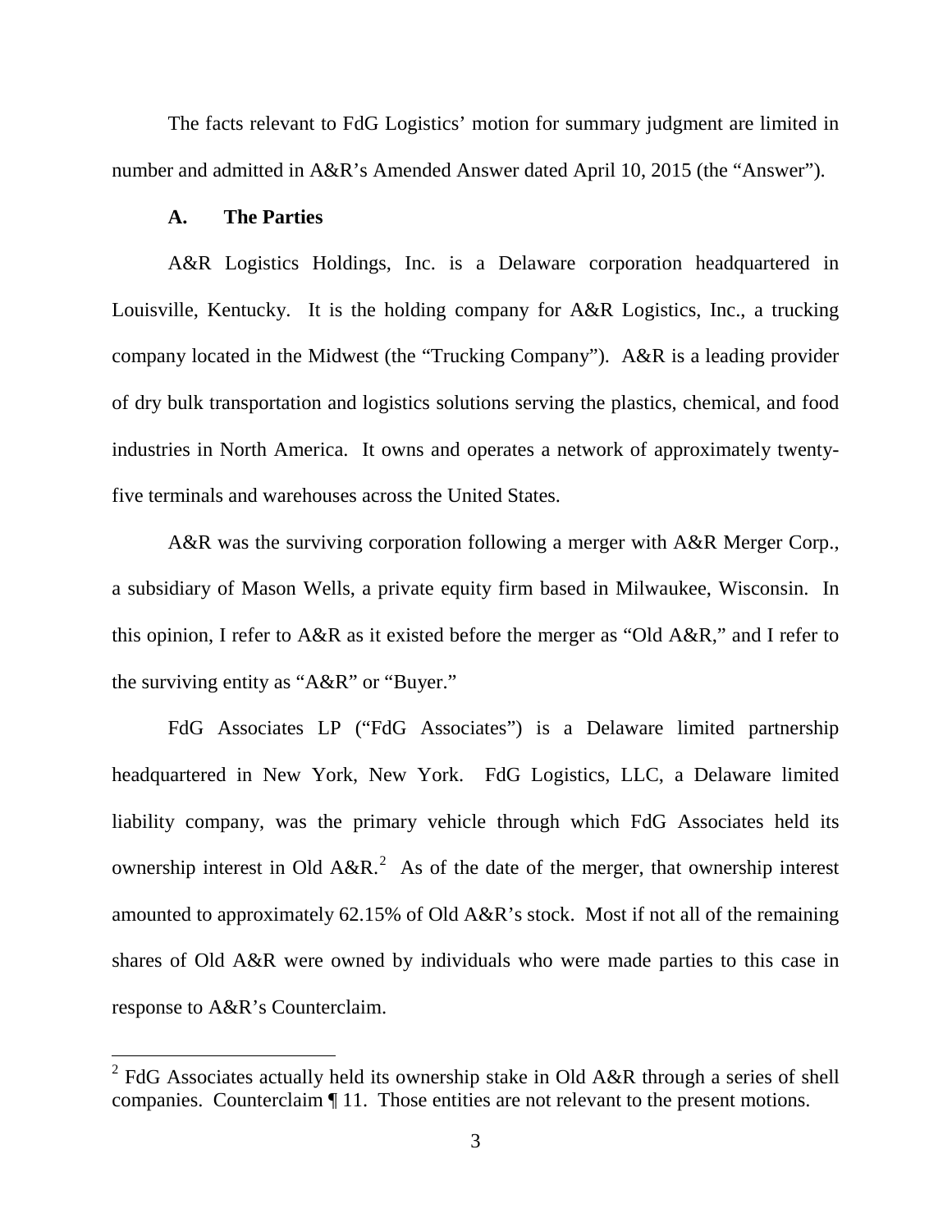The facts relevant to FdG Logistics' motion for summary judgment are limited in number and admitted in A&R's Amended Answer dated April 10, 2015 (the "Answer").

### A. The Parties

A&R Logistics Holdings, Inc. is a Delaware corporation headquartered in Louisville, Kentucky. It is the holding company for A&R Logistics, Inc., a trucking company located in the Midwest (the "Trucking Company"). A&R is a leading provider of dry bulk transportation and logistics solutions serving the plastics, chemical, and food industries in North America. It owns and operates a network of approximately twenty-five terminals and warehouses across the United States.

A&R was the surviving corporation following a merger with A&R Merger Corp., a subsidiary of Mason Wells, a private equity firm based in Milwaukee, Wisconsin. In this opinion, I refer to A&R as it existed before the merger as "Old A&R," and I refer to the surviving entity as "A&R" or "Buyer."

FdG Associates LP ("FdG Associates") is a Delaware limited partnership headquartered in New York, New York. FdG Logistics, LLC, a Delaware limited liability company, was the primary vehicle through which FdG Associates held its ownership interest in Old A&R.[2] As of the date of the merger, that ownership interest amounted to approximately 62.15% of Old A&R's stock. Most if not all of the remaining shares of Old A&R were owned by individuals who were made parties to this case in response to A&R's Counterclaim.

---

[2] FdG Associates actually held its ownership stake in Old A&R through a series of shell companies. Counterclaim ¶ 11. Those entities are not relevant to the present motions.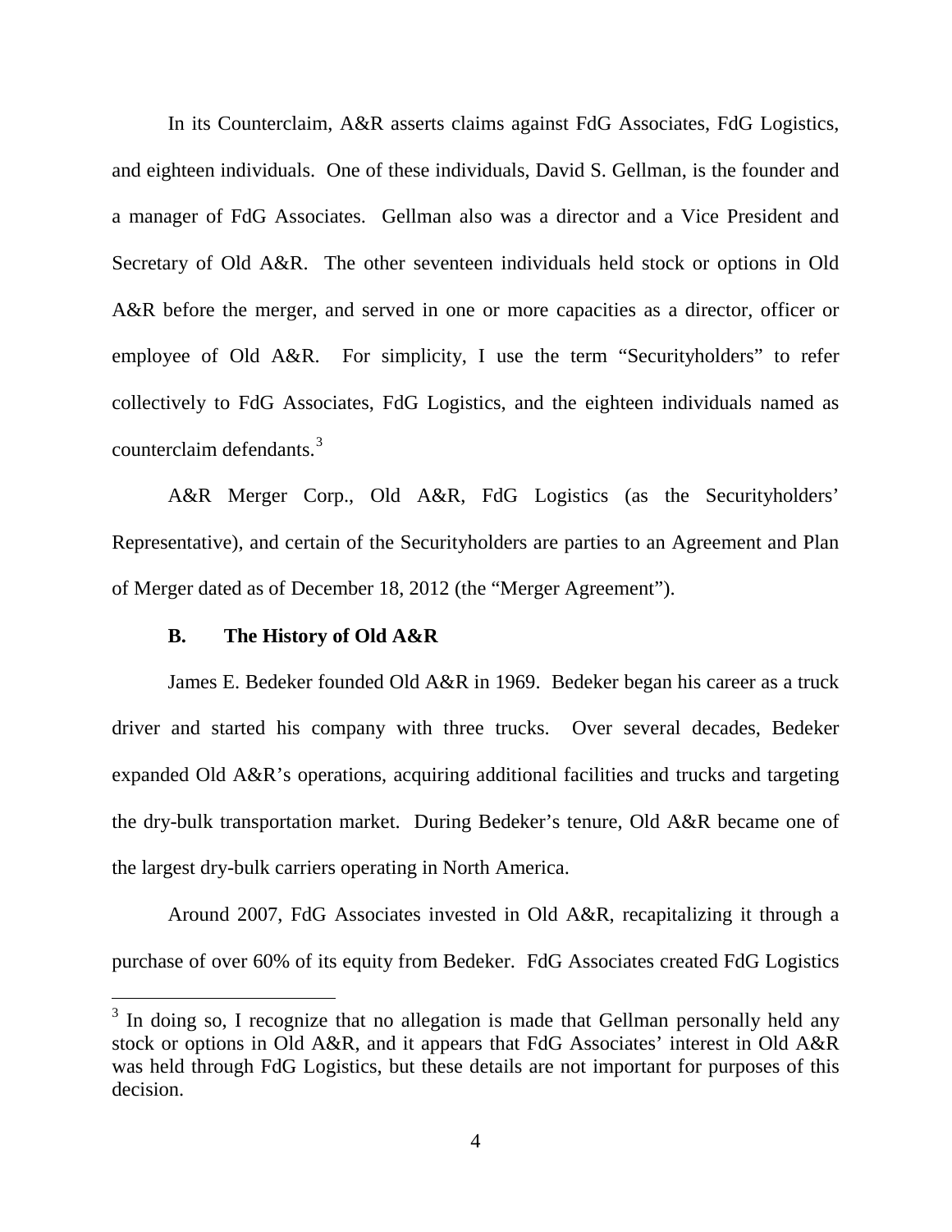In its Counterclaim, A&R asserts claims against FdG Associates, FdG Logistics, and eighteen individuals. One of these individuals, David S. Gellman, is the founder and a manager of FdG Associates. Gellman also was a director and a Vice President and Secretary of Old A&R. The other seventeen individuals held stock or options in Old A&R before the merger, and served in one or more capacities as a director, officer or employee of Old A&R. For simplicity, I use the term "Securityholders" to refer collectively to FdG Associates, FdG Logistics, and the eighteen individuals named as counterclaim defendants.[3]

A&R Merger Corp., Old A&R, FdG Logistics (as the Securityholders' Representative), and certain of the Securityholders are parties to an Agreement and Plan of Merger dated as of December 18, 2012 (the "Merger Agreement").

### B. The History of Old A&R

James E. Bedeker founded Old A&R in 1969. Bedeker began his career as a truck driver and started his company with three trucks. Over several decades, Bedeker expanded Old A&R's operations, acquiring additional facilities and trucks and targeting the dry-bulk transportation market. During Bedeker's tenure, Old A&R became one of the largest dry-bulk carriers operating in North America.

Around 2007, FdG Associates invested in Old A&R, recapitalizing it through a purchase of over 60% of its equity from Bedeker. FdG Associates created FdG Logistics

[3] In doing so, I recognize that no allegation is made that Gellman personally held any stock or options in Old A&R, and it appears that FdG Associates' interest in Old A&R was held through FdG Logistics, but these details are not important for purposes of this decision.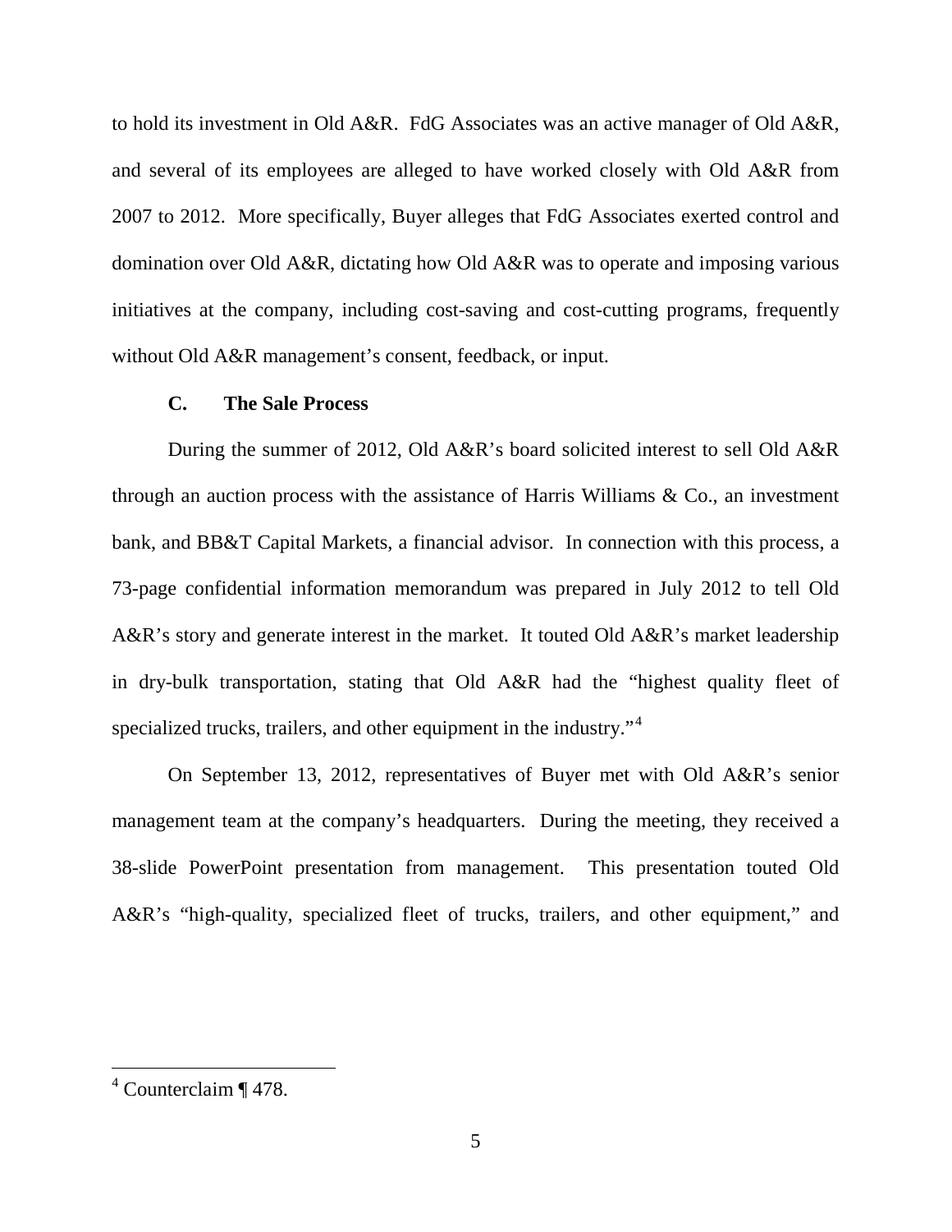to hold its investment in Old A&R. FdG Associates was an active manager of Old A&R, and several of its employees are alleged to have worked closely with Old A&R from 2007 to 2012. More specifically, Buyer alleges that FdG Associates exerted control and domination over Old A&R, dictating how Old A&R was to operate and imposing various initiatives at the company, including cost-saving and cost-cutting programs, frequently without Old A&R management's consent, feedback, or input.

### C. The Sale Process

During the summer of 2012, Old A&R's board solicited interest to sell Old A&R through an auction process with the assistance of Harris Williams & Co., an investment bank, and BB&T Capital Markets, a financial advisor. In connection with this process, a 73-page confidential information memorandum was prepared in July 2012 to tell Old A&R's story and generate interest in the market. It touted Old A&R's market leadership in dry-bulk transportation, stating that Old A&R had the "highest quality fleet of specialized trucks, trailers, and other equipment in the industry."[4]

On September 13, 2012, representatives of Buyer met with Old A&R's senior management team at the company's headquarters. During the meeting, they received a 38-slide PowerPoint presentation from management. This presentation touted Old A&R's "high-quality, specialized fleet of trucks, trailers, and other equipment," and

---

[4] Counterclaim ¶ 478.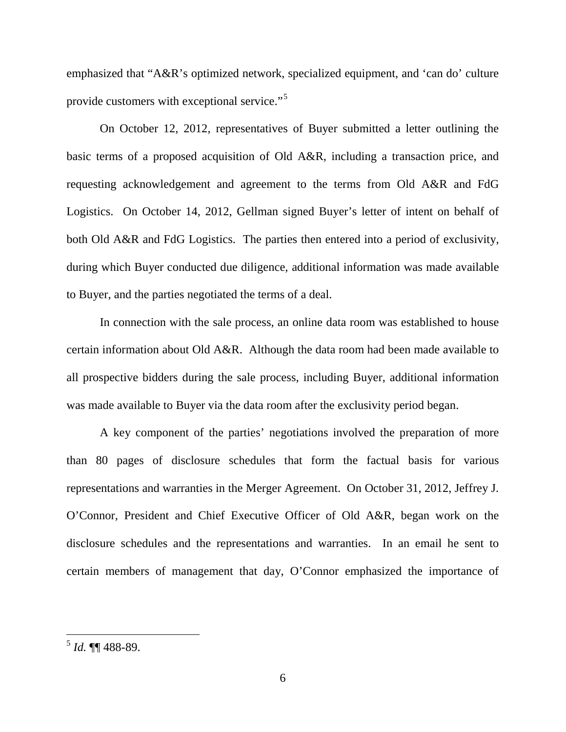emphasized that "A&R's optimized network, specialized equipment, and 'can do' culture provide customers with exceptional service."[5]

On October 12, 2012, representatives of Buyer submitted a letter outlining the basic terms of a proposed acquisition of Old A&R, including a transaction price, and requesting acknowledgement and agreement to the terms from Old A&R and FdG Logistics. On October 14, 2012, Gellman signed Buyer's letter of intent on behalf of both Old A&R and FdG Logistics. The parties then entered into a period of exclusivity, during which Buyer conducted due diligence, additional information was made available to Buyer, and the parties negotiated the terms of a deal.

In connection with the sale process, an online data room was established to house certain information about Old A&R. Although the data room had been made available to all prospective bidders during the sale process, including Buyer, additional information was made available to Buyer via the data room after the exclusivity period began.

A key component of the parties' negotiations involved the preparation of more than 80 pages of disclosure schedules that form the factual basis for various representations and warranties in the Merger Agreement. On October 31, 2012, Jeffrey J. O'Connor, President and Chief Executive Officer of Old A&R, began work on the disclosure schedules and the representations and warranties. In an email he sent to certain members of management that day, O'Connor emphasized the importance of

---

[5] *Id.* ¶¶ 488-89.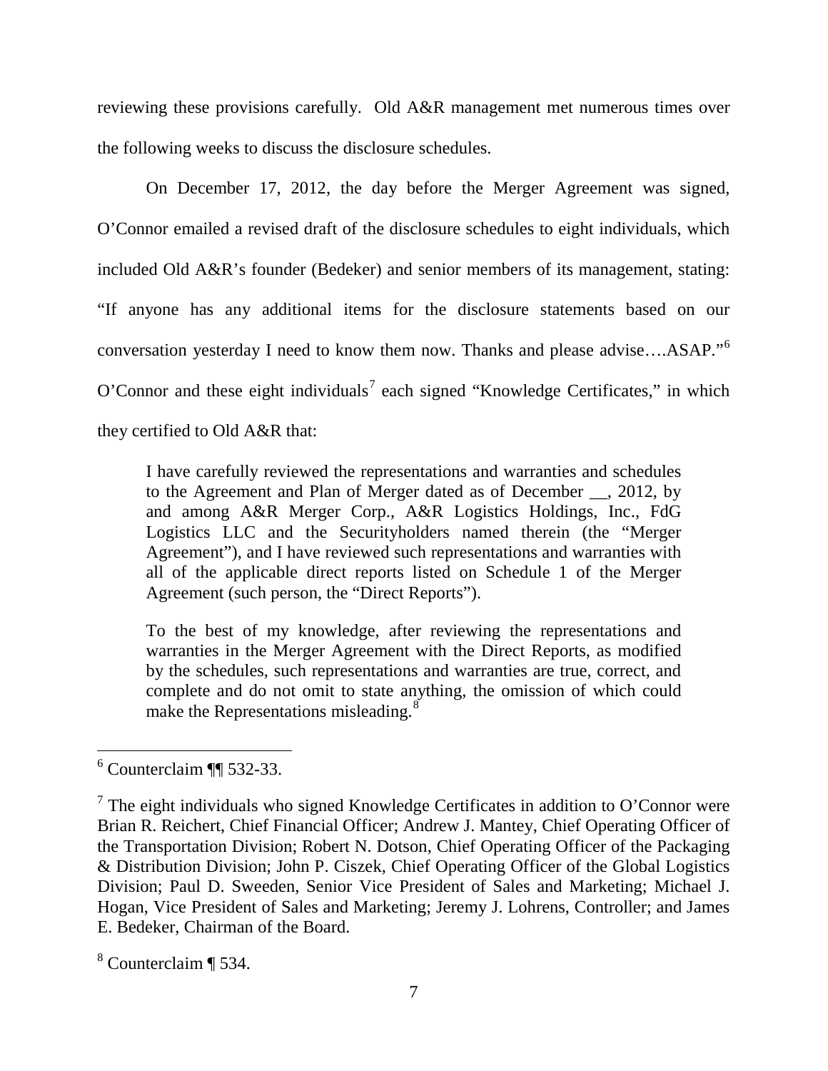reviewing these provisions carefully. Old A&R management met numerous times over the following weeks to discuss the disclosure schedules.

On December 17, 2012, the day before the Merger Agreement was signed, O'Connor emailed a revised draft of the disclosure schedules to eight individuals, which included Old A&R's founder (Bedeker) and senior members of its management, stating: "If anyone has any additional items for the disclosure statements based on our conversation yesterday I need to know them now. Thanks and please advise….ASAP."[6] O'Connor and these eight individuals[7] each signed "Knowledge Certificates," in which they certified to Old A&R that:

> I have carefully reviewed the representations and warranties and schedules to the Agreement and Plan of Merger dated as of December __, 2012, by and among A&R Merger Corp., A&R Logistics Holdings, Inc., FdG Logistics LLC and the Securityholders named therein (the "Merger Agreement"), and I have reviewed such representations and warranties with all of the applicable direct reports listed on Schedule 1 of the Merger Agreement (such person, the "Direct Reports").
>
> To the best of my knowledge, after reviewing the representations and warranties in the Merger Agreement with the Direct Reports, as modified by the schedules, such representations and warranties are true, correct, and complete and do not omit to state anything, the omission of which could make the Representations misleading.[8]

---

[6] Counterclaim ¶¶ 532-33.

[7] The eight individuals who signed Knowledge Certificates in addition to O'Connor were Brian R. Reichert, Chief Financial Officer; Andrew J. Mantey, Chief Operating Officer of the Transportation Division; Robert N. Dotson, Chief Operating Officer of the Packaging & Distribution Division; John P. Ciszek, Chief Operating Officer of the Global Logistics Division; Paul D. Sweeden, Senior Vice President of Sales and Marketing; Michael J. Hogan, Vice President of Sales and Marketing; Jeremy J. Lohrens, Controller; and James E. Bedeker, Chairman of the Board.

[8] Counterclaim ¶ 534.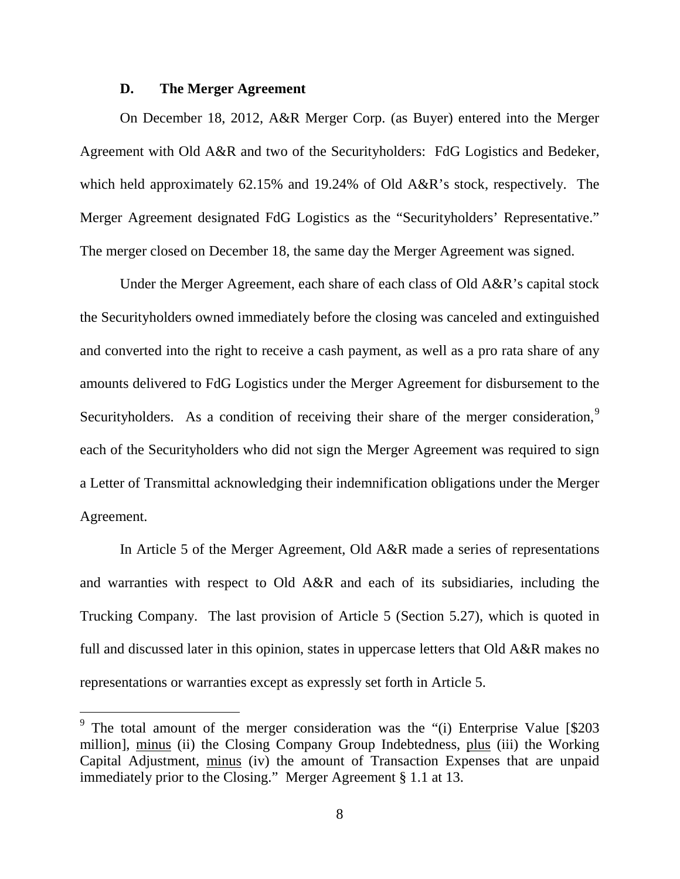### D. The Merger Agreement

On December 18, 2012, A&R Merger Corp. (as Buyer) entered into the Merger Agreement with Old A&R and two of the Securityholders: FdG Logistics and Bedeker, which held approximately 62.15% and 19.24% of Old A&R's stock, respectively. The Merger Agreement designated FdG Logistics as the "Securityholders' Representative." The merger closed on December 18, the same day the Merger Agreement was signed.

Under the Merger Agreement, each share of each class of Old A&R's capital stock the Securityholders owned immediately before the closing was canceled and extinguished and converted into the right to receive a cash payment, as well as a pro rata share of any amounts delivered to FdG Logistics under the Merger Agreement for disbursement to the Securityholders. As a condition of receiving their share of the merger consideration,[9] each of the Securityholders who did not sign the Merger Agreement was required to sign a Letter of Transmittal acknowledging their indemnification obligations under the Merger Agreement.

In Article 5 of the Merger Agreement, Old A&R made a series of representations and warranties with respect to Old A&R and each of its subsidiaries, including the Trucking Company. The last provision of Article 5 (Section 5.27), which is quoted in full and discussed later in this opinion, states in uppercase letters that Old A&R makes no representations or warranties except as expressly set forth in Article 5.

---

[9] The total amount of the merger consideration was the "(i) Enterprise Value [$203 million], minus (ii) the Closing Company Group Indebtedness, plus (iii) the Working Capital Adjustment, minus (iv) the amount of Transaction Expenses that are unpaid immediately prior to the Closing." Merger Agreement § 1.1 at 13.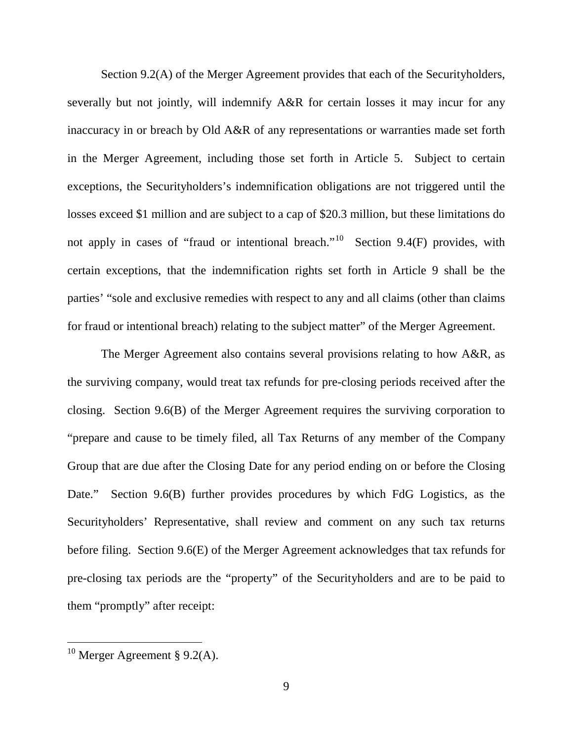Section 9.2(A) of the Merger Agreement provides that each of the Securityholders, severally but not jointly, will indemnify A&R for certain losses it may incur for any inaccuracy in or breach by Old A&R of any representations or warranties made set forth in the Merger Agreement, including those set forth in Article 5. Subject to certain exceptions, the Securityholders's indemnification obligations are not triggered until the losses exceed $1 million and are subject to a cap of $20.3 million, but these limitations do not apply in cases of "fraud or intentional breach."[10] Section 9.4(F) provides, with certain exceptions, that the indemnification rights set forth in Article 9 shall be the parties' "sole and exclusive remedies with respect to any and all claims (other than claims for fraud or intentional breach) relating to the subject matter" of the Merger Agreement.

The Merger Agreement also contains several provisions relating to how A&R, as the surviving company, would treat tax refunds for pre-closing periods received after the closing. Section 9.6(B) of the Merger Agreement requires the surviving corporation to "prepare and cause to be timely filed, all Tax Returns of any member of the Company Group that are due after the Closing Date for any period ending on or before the Closing Date." Section 9.6(B) further provides procedures by which FdG Logistics, as the Securityholders' Representative, shall review and comment on any such tax returns before filing. Section 9.6(E) of the Merger Agreement acknowledges that tax refunds for pre-closing tax periods are the "property" of the Securityholders and are to be paid to them "promptly" after receipt:

---

[10] Merger Agreement § 9.2(A).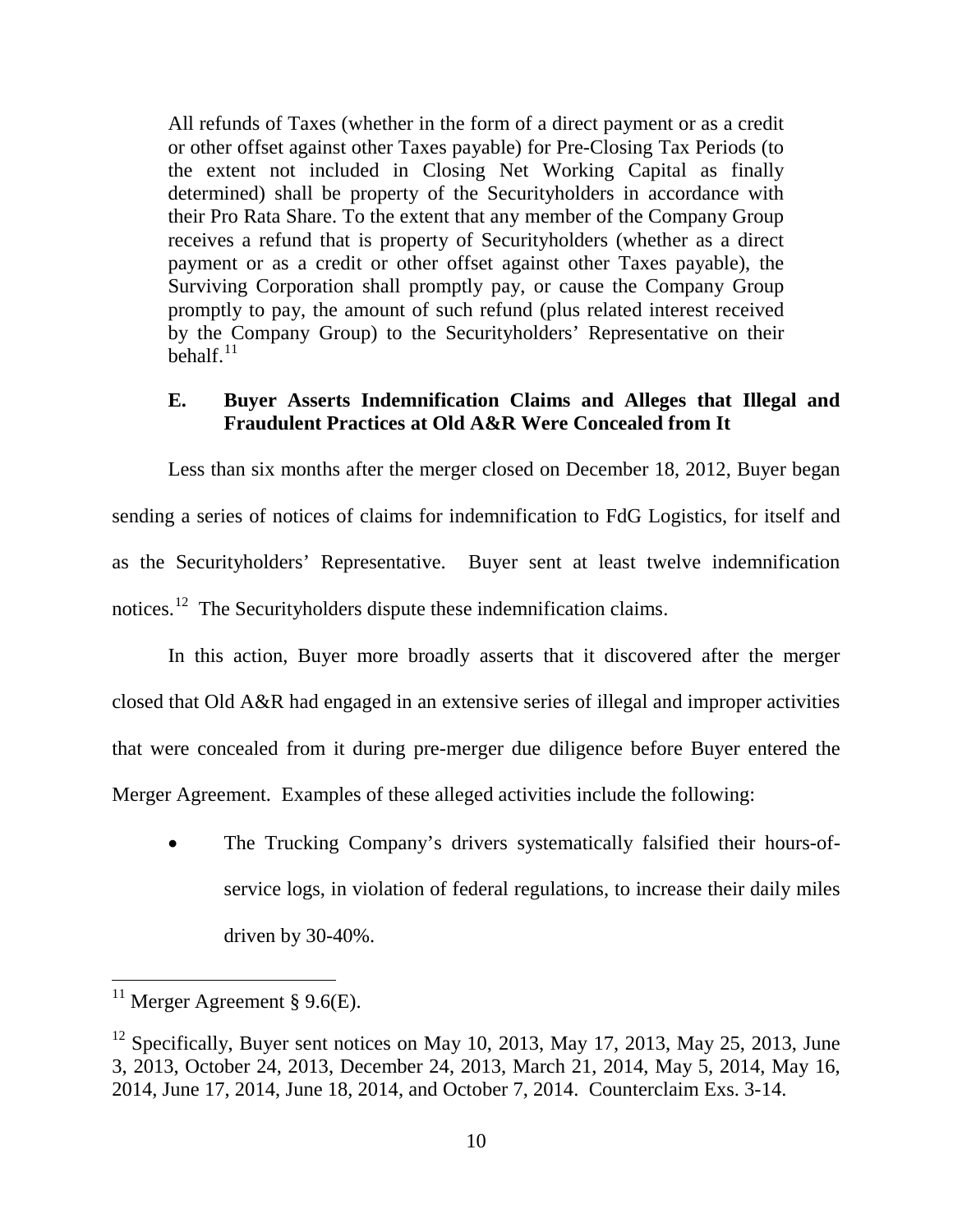All refunds of Taxes (whether in the form of a direct payment or as a credit or other offset against other Taxes payable) for Pre-Closing Tax Periods (to the extent not included in Closing Net Working Capital as finally determined) shall be property of the Securityholders in accordance with their Pro Rata Share. To the extent that any member of the Company Group receives a refund that is property of Securityholders (whether as a direct payment or as a credit or other offset against other Taxes payable), the Surviving Corporation shall promptly pay, or cause the Company Group promptly to pay, the amount of such refund (plus related interest received by the Company Group) to the Securityholders' Representative on their behalf.[11]

### E. Buyer Asserts Indemnification Claims and Alleges that Illegal and Fraudulent Practices at Old A&R Were Concealed from It

Less than six months after the merger closed on December 18, 2012, Buyer began sending a series of notices of claims for indemnification to FdG Logistics, for itself and as the Securityholders' Representative. Buyer sent at least twelve indemnification notices.[12] The Securityholders dispute these indemnification claims.

In this action, Buyer more broadly asserts that it discovered after the merger closed that Old A&R had engaged in an extensive series of illegal and improper activities that were concealed from it during pre-merger due diligence before Buyer entered the Merger Agreement. Examples of these alleged activities include the following:

- The Trucking Company's drivers systematically falsified their hours-of-service logs, in violation of federal regulations, to increase their daily miles driven by 30-40%.

---

[11] Merger Agreement § 9.6(E).

[12] Specifically, Buyer sent notices on May 10, 2013, May 17, 2013, May 25, 2013, June 3, 2013, October 24, 2013, December 24, 2013, March 21, 2014, May 5, 2014, May 16, 2014, June 17, 2014, June 18, 2014, and October 7, 2014. Counterclaim Exs. 3-14.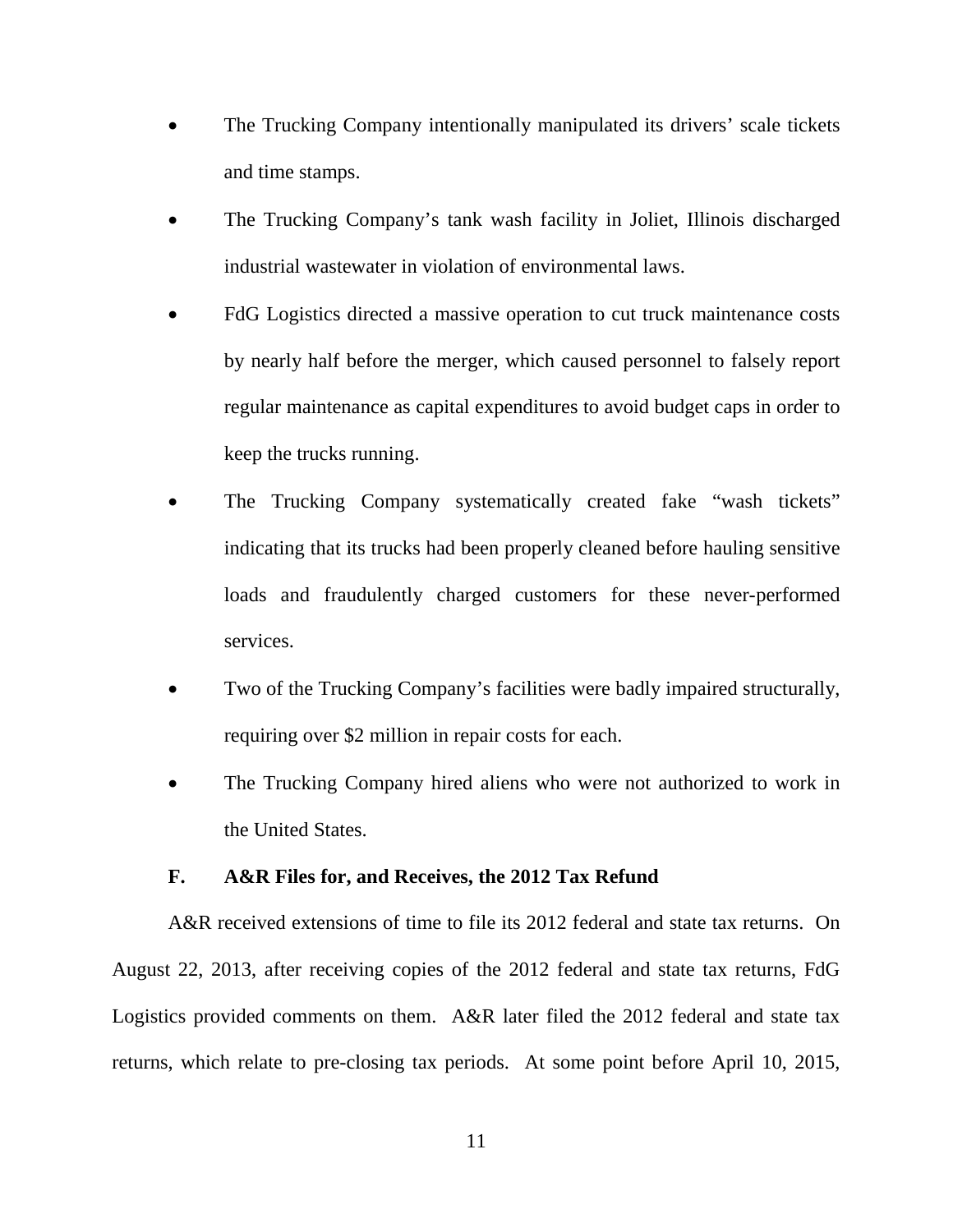- The Trucking Company intentionally manipulated its drivers' scale tickets and time stamps.
- The Trucking Company's tank wash facility in Joliet, Illinois discharged industrial wastewater in violation of environmental laws.
- FdG Logistics directed a massive operation to cut truck maintenance costs by nearly half before the merger, which caused personnel to falsely report regular maintenance as capital expenditures to avoid budget caps in order to keep the trucks running.
- The Trucking Company systematically created fake "wash tickets" indicating that its trucks had been properly cleaned before hauling sensitive loads and fraudulently charged customers for these never-performed services.
- Two of the Trucking Company's facilities were badly impaired structurally, requiring over $2 million in repair costs for each.
- The Trucking Company hired aliens who were not authorized to work in the United States.

### F. A&R Files for, and Receives, the 2012 Tax Refund

A&R received extensions of time to file its 2012 federal and state tax returns. On August 22, 2013, after receiving copies of the 2012 federal and state tax returns, FdG Logistics provided comments on them. A&R later filed the 2012 federal and state tax returns, which relate to pre-closing tax periods. At some point before April 10, 2015,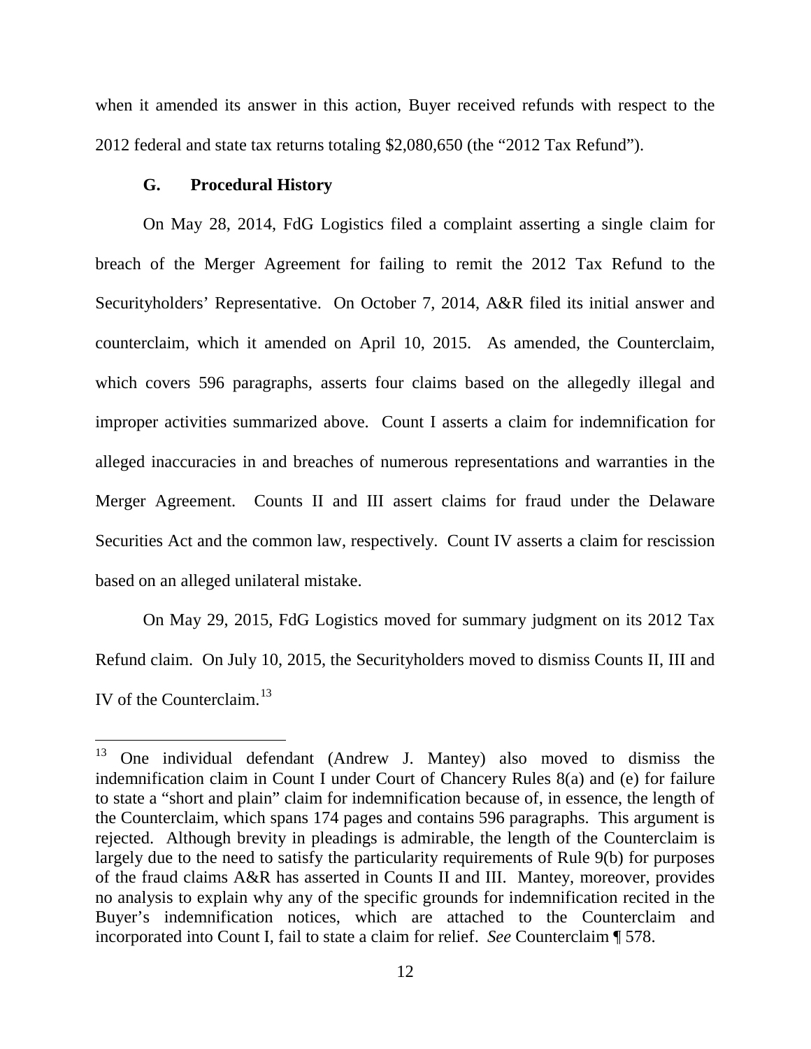when it amended its answer in this action, Buyer received refunds with respect to the 2012 federal and state tax returns totaling $2,080,650 (the "2012 Tax Refund").

### G. Procedural History

On May 28, 2014, FdG Logistics filed a complaint asserting a single claim for breach of the Merger Agreement for failing to remit the 2012 Tax Refund to the Securityholders' Representative. On October 7, 2014, A&R filed its initial answer and counterclaim, which it amended on April 10, 2015. As amended, the Counterclaim, which covers 596 paragraphs, asserts four claims based on the allegedly illegal and improper activities summarized above. Count I asserts a claim for indemnification for alleged inaccuracies in and breaches of numerous representations and warranties in the Merger Agreement. Counts II and III assert claims for fraud under the Delaware Securities Act and the common law, respectively. Count IV asserts a claim for rescission based on an alleged unilateral mistake.

On May 29, 2015, FdG Logistics moved for summary judgment on its 2012 Tax Refund claim. On July 10, 2015, the Securityholders moved to dismiss Counts II, III and IV of the Counterclaim.[13]

---

[13] One individual defendant (Andrew J. Mantey) also moved to dismiss the indemnification claim in Count I under Court of Chancery Rules 8(a) and (e) for failure to state a "short and plain" claim for indemnification because of, in essence, the length of the Counterclaim, which spans 174 pages and contains 596 paragraphs. This argument is rejected. Although brevity in pleadings is admirable, the length of the Counterclaim is largely due to the need to satisfy the particularity requirements of Rule 9(b) for purposes of the fraud claims A&R has asserted in Counts II and III. Mantey, moreover, provides no analysis to explain why any of the specific grounds for indemnification recited in the Buyer's indemnification notices, which are attached to the Counterclaim and incorporated into Count I, fail to state a claim for relief. *See* Counterclaim ¶ 578.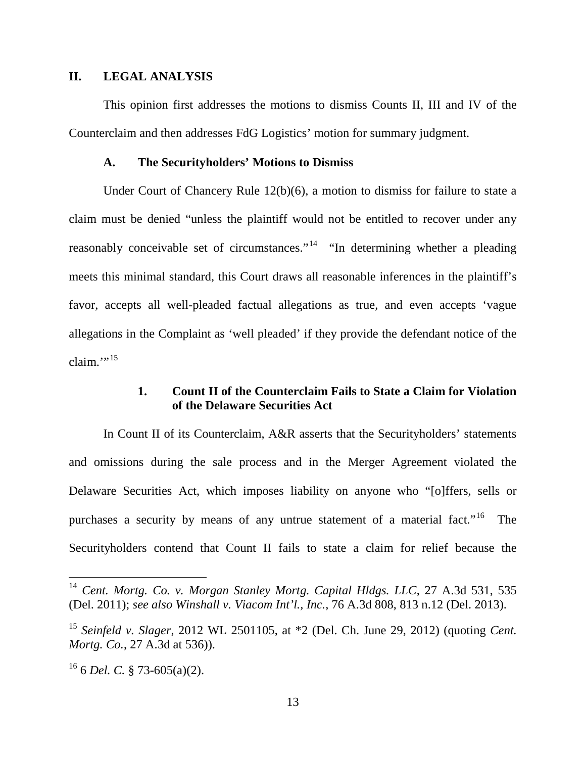## II. LEGAL ANALYSIS

This opinion first addresses the motions to dismiss Counts II, III and IV of the Counterclaim and then addresses FdG Logistics' motion for summary judgment.

### A. The Securityholders' Motions to Dismiss

Under Court of Chancery Rule 12(b)(6), a motion to dismiss for failure to state a claim must be denied "unless the plaintiff would not be entitled to recover under any reasonably conceivable set of circumstances."[14] "In determining whether a pleading meets this minimal standard, this Court draws all reasonable inferences in the plaintiff's favor, accepts all well-pleaded factual allegations as true, and even accepts 'vague allegations in the Complaint as 'well pleaded' if they provide the defendant notice of the claim.'"[15]

#### 1. Count II of the Counterclaim Fails to State a Claim for Violation of the Delaware Securities Act

In Count II of its Counterclaim, A&R asserts that the Securityholders' statements and omissions during the sale process and in the Merger Agreement violated the Delaware Securities Act, which imposes liability on anyone who "[o]ffers, sells or purchases a security by means of any untrue statement of a material fact."[16] The Securityholders contend that Count II fails to state a claim for relief because the

---

[14] *Cent. Mortg. Co. v. Morgan Stanley Mortg. Capital Hldgs. LLC*, 27 A.3d 531, 535 (Del. 2011); *see also Winshall v. Viacom Int'l., Inc.*, 76 A.3d 808, 813 n.12 (Del. 2013).

[15] *Seinfeld v. Slager*, 2012 WL 2501105, at *2 (Del. Ch. June 29, 2012) (quoting *Cent. Mortg. Co.*, 27 A.3d at 536)).

[16] 6 *Del. C.* § 73-605(a)(2).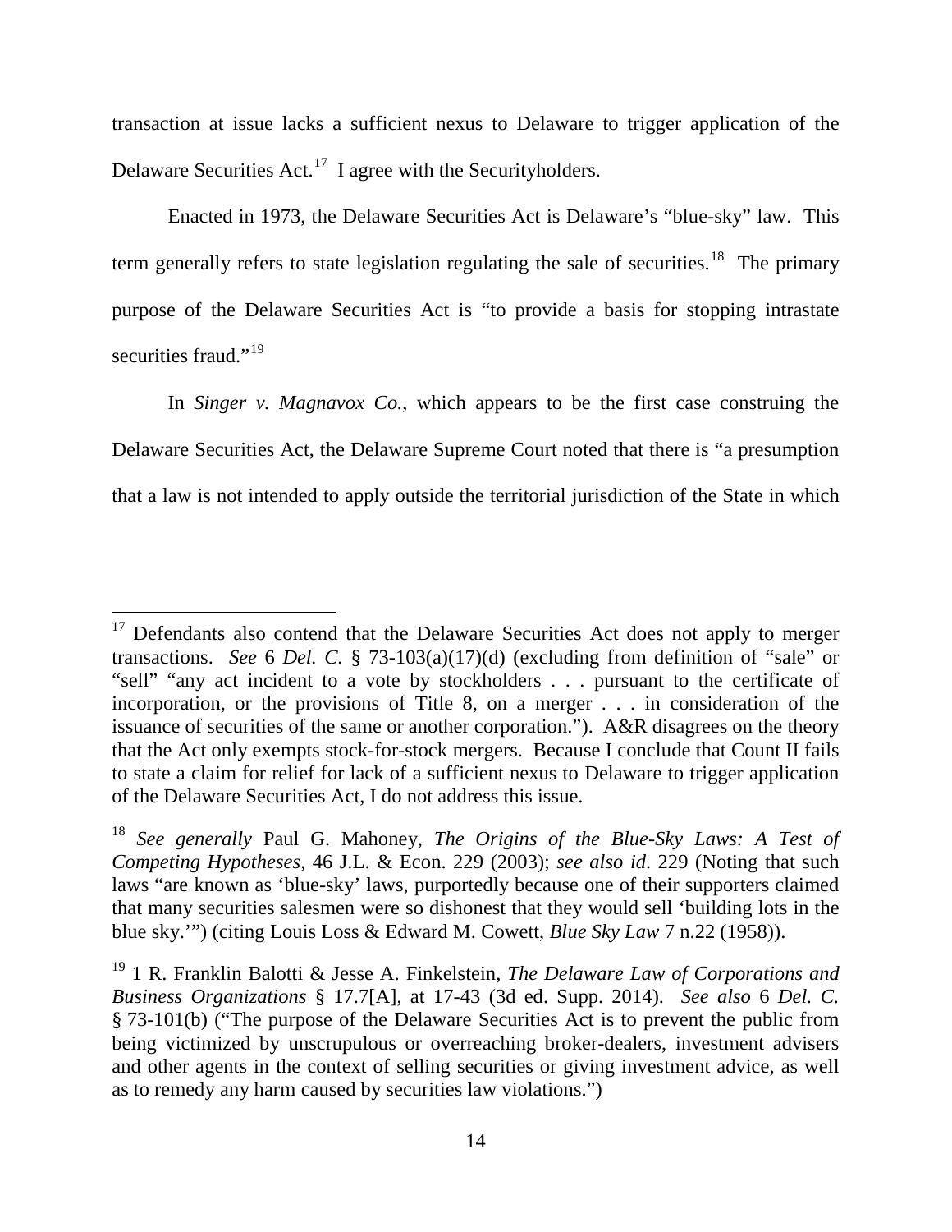transaction at issue lacks a sufficient nexus to Delaware to trigger application of the Delaware Securities Act.[17] I agree with the Securityholders.

Enacted in 1973, the Delaware Securities Act is Delaware's "blue-sky" law. This term generally refers to state legislation regulating the sale of securities.[18] The primary purpose of the Delaware Securities Act is "to provide a basis for stopping intrastate securities fraud."[19]

In *Singer v. Magnavox Co.*, which appears to be the first case construing the Delaware Securities Act, the Delaware Supreme Court noted that there is "a presumption that a law is not intended to apply outside the territorial jurisdiction of the State in which

---

[17] Defendants also contend that the Delaware Securities Act does not apply to merger transactions. *See* 6 *Del. C.* § 73-103(a)(17)(d) (excluding from definition of "sale" or "sell" "any act incident to a vote by stockholders . . . pursuant to the certificate of incorporation, or the provisions of Title 8, on a merger . . . in consideration of the issuance of securities of the same or another corporation."). A&R disagrees on the theory that the Act only exempts stock-for-stock mergers. Because I conclude that Count II fails to state a claim for relief for lack of a sufficient nexus to Delaware to trigger application of the Delaware Securities Act, I do not address this issue.

[18] *See generally* Paul G. Mahoney, *The Origins of the Blue-Sky Laws: A Test of Competing Hypotheses*, 46 J.L. & Econ. 229 (2003); *see also id*. 229 (Noting that such laws "are known as 'blue-sky' laws, purportedly because one of their supporters claimed that many securities salesmen were so dishonest that they would sell 'building lots in the blue sky.'") (citing Louis Loss & Edward M. Cowett, *Blue Sky Law* 7 n.22 (1958)).

[19] 1 R. Franklin Balotti & Jesse A. Finkelstein, *The Delaware Law of Corporations and Business Organizations* § 17.7[A], at 17-43 (3d ed. Supp. 2014). *See also* 6 *Del. C.* § 73-101(b) ("The purpose of the Delaware Securities Act is to prevent the public from being victimized by unscrupulous or overreaching broker-dealers, investment advisers and other agents in the context of selling securities or giving investment advice, as well as to remedy any harm caused by securities law violations.")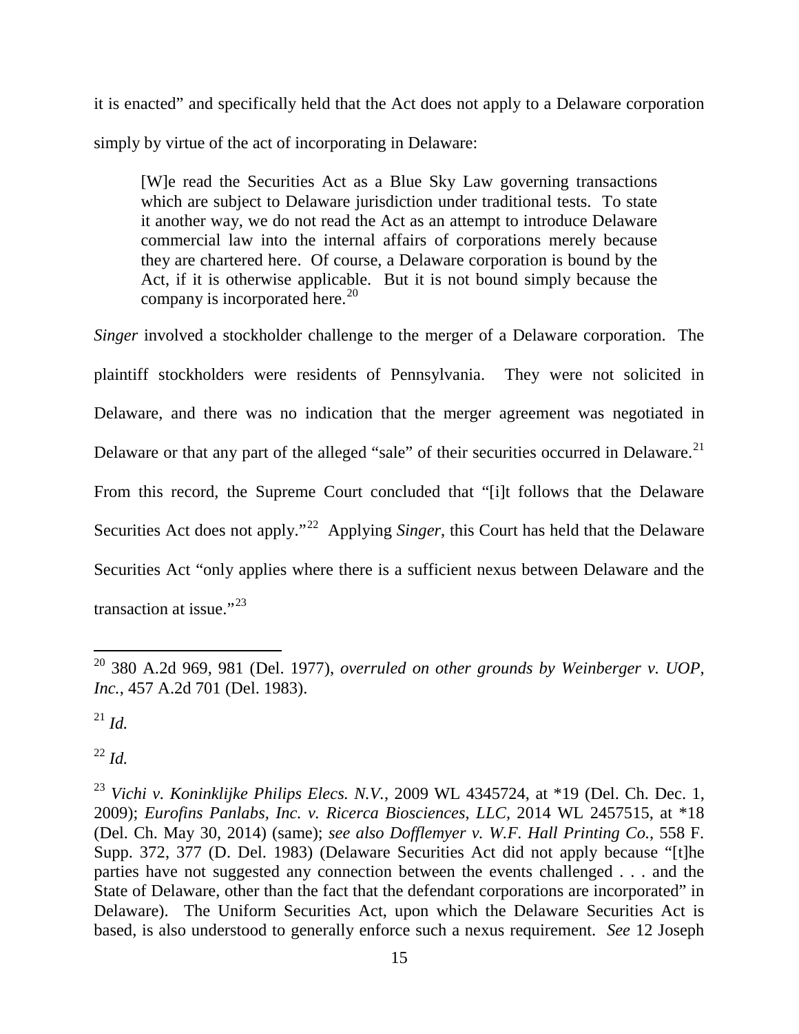it is enacted" and specifically held that the Act does not apply to a Delaware corporation simply by virtue of the act of incorporating in Delaware:

> [W]e read the Securities Act as a Blue Sky Law governing transactions which are subject to Delaware jurisdiction under traditional tests. To state it another way, we do not read the Act as an attempt to introduce Delaware commercial law into the internal affairs of corporations merely because they are chartered here. Of course, a Delaware corporation is bound by the Act, if it is otherwise applicable. But it is not bound simply because the company is incorporated here.[20]

*Singer* involved a stockholder challenge to the merger of a Delaware corporation. The plaintiff stockholders were residents of Pennsylvania. They were not solicited in Delaware, and there was no indication that the merger agreement was negotiated in Delaware or that any part of the alleged "sale" of their securities occurred in Delaware.[21] From this record, the Supreme Court concluded that "[i]t follows that the Delaware Securities Act does not apply."[22] Applying *Singer*, this Court has held that the Delaware Securities Act "only applies where there is a sufficient nexus between Delaware and the transaction at issue."[23]

---

[20] 380 A.2d 969, 981 (Del. 1977), *overruled on other grounds by Weinberger v. UOP, Inc.*, 457 A.2d 701 (Del. 1983).

[21] *Id.*

[22] *Id.*

[23] *Vichi v. Koninklijke Philips Elecs. N.V.*, 2009 WL 4345724, at *19 (Del. Ch. Dec. 1, 2009); *Eurofins Panlabs, Inc. v. Ricerca Biosciences, LLC,* 2014 WL 2457515, at *18 (Del. Ch. May 30, 2014) (same); *see also Dofflemyer v. W.F. Hall Printing Co.*, 558 F. Supp. 372, 377 (D. Del. 1983) (Delaware Securities Act did not apply because "[t]he parties have not suggested any connection between the events challenged . . . and the State of Delaware, other than the fact that the defendant corporations are incorporated" in Delaware). The Uniform Securities Act, upon which the Delaware Securities Act is based, is also understood to generally enforce such a nexus requirement. *See* 12 Joseph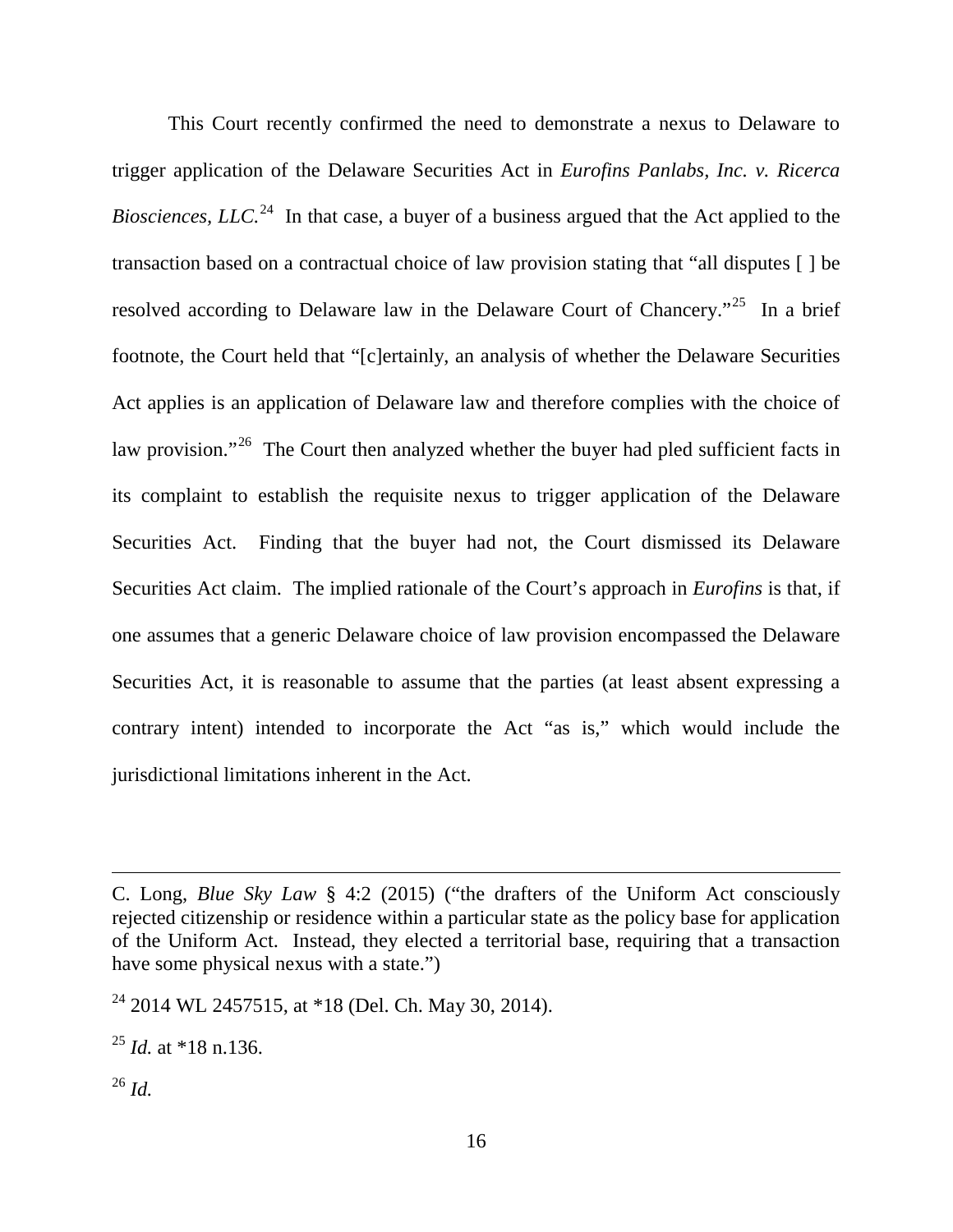This Court recently confirmed the need to demonstrate a nexus to Delaware to trigger application of the Delaware Securities Act in *Eurofins Panlabs, Inc. v. Ricerca Biosciences, LLC.*[24] In that case, a buyer of a business argued that the Act applied to the transaction based on a contractual choice of law provision stating that "all disputes [ ] be resolved according to Delaware law in the Delaware Court of Chancery."[25] In a brief footnote, the Court held that "[c]ertainly, an analysis of whether the Delaware Securities Act applies is an application of Delaware law and therefore complies with the choice of law provision."[26] The Court then analyzed whether the buyer had pled sufficient facts in its complaint to establish the requisite nexus to trigger application of the Delaware Securities Act. Finding that the buyer had not, the Court dismissed its Delaware Securities Act claim. The implied rationale of the Court's approach in *Eurofins* is that, if one assumes that a generic Delaware choice of law provision encompassed the Delaware Securities Act, it is reasonable to assume that the parties (at least absent expressing a contrary intent) intended to incorporate the Act "as is," which would include the jurisdictional limitations inherent in the Act.

---

C. Long, *Blue Sky Law* § 4:2 (2015) ("the drafters of the Uniform Act consciously rejected citizenship or residence within a particular state as the policy base for application of the Uniform Act. Instead, they elected a territorial base, requiring that a transaction have some physical nexus with a state.")

[24] 2014 WL 2457515, at *18 (Del. Ch. May 30, 2014).

[25] *Id.* at *18 n.136.

[26] *Id.*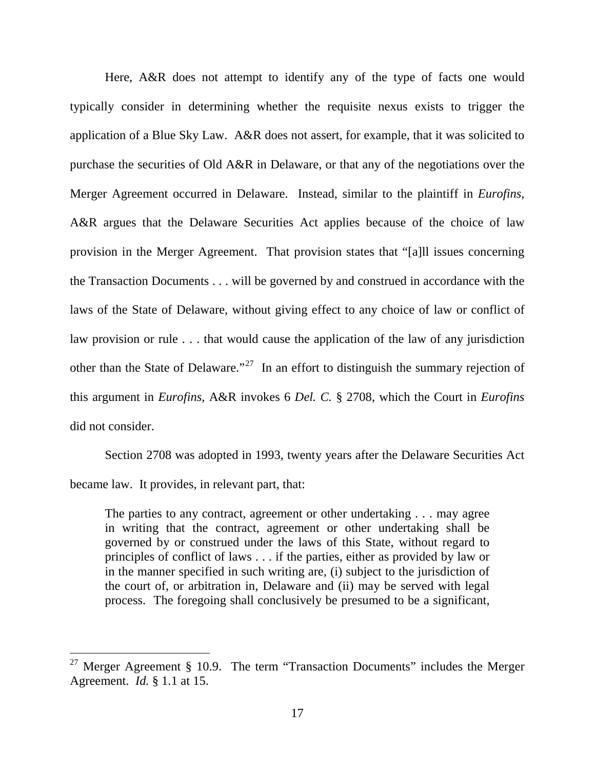Here, A&R does not attempt to identify any of the type of facts one would typically consider in determining whether the requisite nexus exists to trigger the application of a Blue Sky Law. A&R does not assert, for example, that it was solicited to purchase the securities of Old A&R in Delaware, or that any of the negotiations over the Merger Agreement occurred in Delaware. Instead, similar to the plaintiff in *Eurofins*, A&R argues that the Delaware Securities Act applies because of the choice of law provision in the Merger Agreement. That provision states that "[a]ll issues concerning the Transaction Documents . . . will be governed by and construed in accordance with the laws of the State of Delaware, without giving effect to any choice of law or conflict of law provision or rule . . . that would cause the application of the law of any jurisdiction other than the State of Delaware."[27] In an effort to distinguish the summary rejection of this argument in *Eurofins*, A&R invokes 6 *Del. C.* § 2708, which the Court in *Eurofins* did not consider.

Section 2708 was adopted in 1993, twenty years after the Delaware Securities Act became law. It provides, in relevant part, that:

> The parties to any contract, agreement or other undertaking . . . may agree in writing that the contract, agreement or other undertaking shall be governed by or construed under the laws of this State, without regard to principles of conflict of laws . . . if the parties, either as provided by law or in the manner specified in such writing are, (i) subject to the jurisdiction of the court of, or arbitration in, Delaware and (ii) may be served with legal process. The foregoing shall conclusively be presumed to be a significant,

---

[27] Merger Agreement § 10.9. The term "Transaction Documents" includes the Merger Agreement. *Id.* § 1.1 at 15.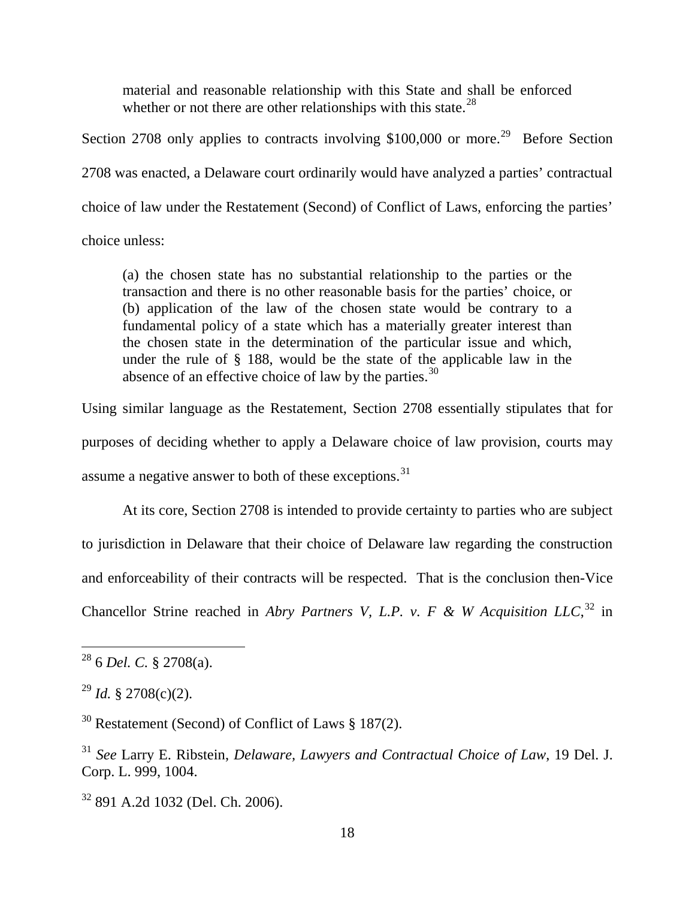> material and reasonable relationship with this State and shall be enforced whether or not there are other relationships with this state.[28]

Section 2708 only applies to contracts involving $100,000 or more.[29] Before Section 2708 was enacted, a Delaware court ordinarily would have analyzed a parties' contractual choice of law under the Restatement (Second) of Conflict of Laws, enforcing the parties' choice unless:

> (a) the chosen state has no substantial relationship to the parties or the transaction and there is no other reasonable basis for the parties' choice, or (b) application of the law of the chosen state would be contrary to a fundamental policy of a state which has a materially greater interest than the chosen state in the determination of the particular issue and which, under the rule of § 188, would be the state of the applicable law in the absence of an effective choice of law by the parties.[30]

Using similar language as the Restatement, Section 2708 essentially stipulates that for purposes of deciding whether to apply a Delaware choice of law provision, courts may assume a negative answer to both of these exceptions.[31]

At its core, Section 2708 is intended to provide certainty to parties who are subject to jurisdiction in Delaware that their choice of Delaware law regarding the construction and enforceability of their contracts will be respected. That is the conclusion then-Vice Chancellor Strine reached in *Abry Partners V, L.P. v. F & W Acquisition LLC*,[32] in

---

[28] 6 *Del. C.* § 2708(a).

[29] *Id.* § 2708(c)(2).

[30] Restatement (Second) of Conflict of Laws § 187(2).

[31] *See* Larry E. Ribstein, *Delaware, Lawyers and Contractual Choice of Law*, 19 Del. J. Corp. L. 999, 1004.

[32] 891 A.2d 1032 (Del. Ch. 2006).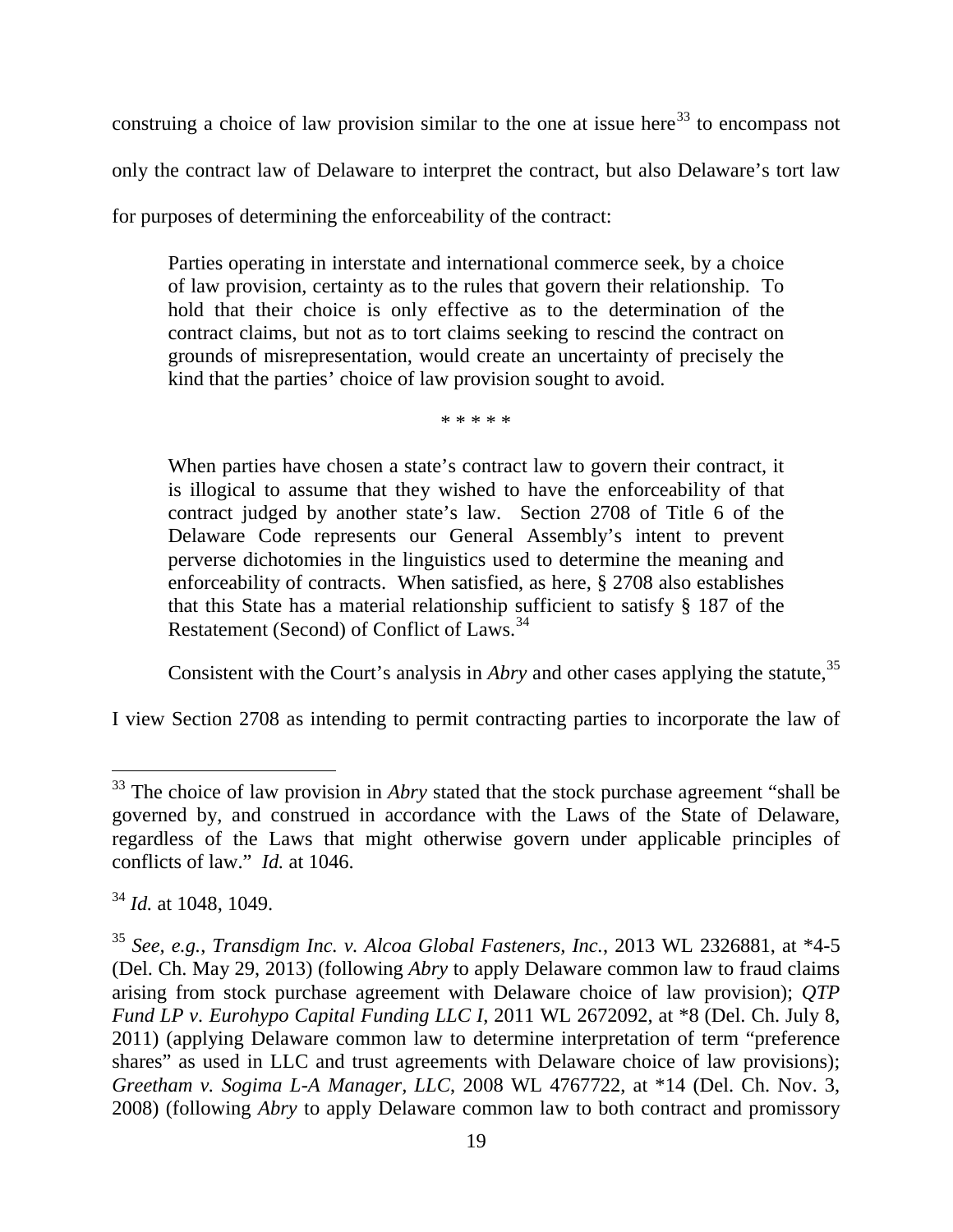construing a choice of law provision similar to the one at issue here[33] to encompass not only the contract law of Delaware to interpret the contract, but also Delaware's tort law for purposes of determining the enforceability of the contract:

> Parties operating in interstate and international commerce seek, by a choice of law provision, certainty as to the rules that govern their relationship. To hold that their choice is only effective as to the determination of the contract claims, but not as to tort claims seeking to rescind the contract on grounds of misrepresentation, would create an uncertainty of precisely the kind that the parties' choice of law provision sought to avoid.
>
> \* \* \* \* \*
>
> When parties have chosen a state's contract law to govern their contract, it is illogical to assume that they wished to have the enforceability of that contract judged by another state's law. Section 2708 of Title 6 of the Delaware Code represents our General Assembly's intent to prevent perverse dichotomies in the linguistics used to determine the meaning and enforceability of contracts. When satisfied, as here, § 2708 also establishes that this State has a material relationship sufficient to satisfy § 187 of the Restatement (Second) of Conflict of Laws.[34]

Consistent with the Court's analysis in *Abry* and other cases applying the statute,[35] I view Section 2708 as intending to permit contracting parties to incorporate the law of

---

[33] The choice of law provision in *Abry* stated that the stock purchase agreement "shall be governed by, and construed in accordance with the Laws of the State of Delaware, regardless of the Laws that might otherwise govern under applicable principles of conflicts of law." *Id.* at 1046.

[34] *Id.* at 1048, 1049.

[35] *See, e.g.*, *Transdigm Inc. v. Alcoa Global Fasteners, Inc.*, 2013 WL 2326881, at \*4-5 (Del. Ch. May 29, 2013) (following *Abry* to apply Delaware common law to fraud claims arising from stock purchase agreement with Delaware choice of law provision); *QTP Fund LP v. Eurohypo Capital Funding LLC I*, 2011 WL 2672092, at \*8 (Del. Ch. July 8, 2011) (applying Delaware common law to determine interpretation of term "preference shares" as used in LLC and trust agreements with Delaware choice of law provisions); *Greetham v. Sogima L-A Manager, LLC*, 2008 WL 4767722, at \*14 (Del. Ch. Nov. 3, 2008) (following *Abry* to apply Delaware common law to both contract and promissory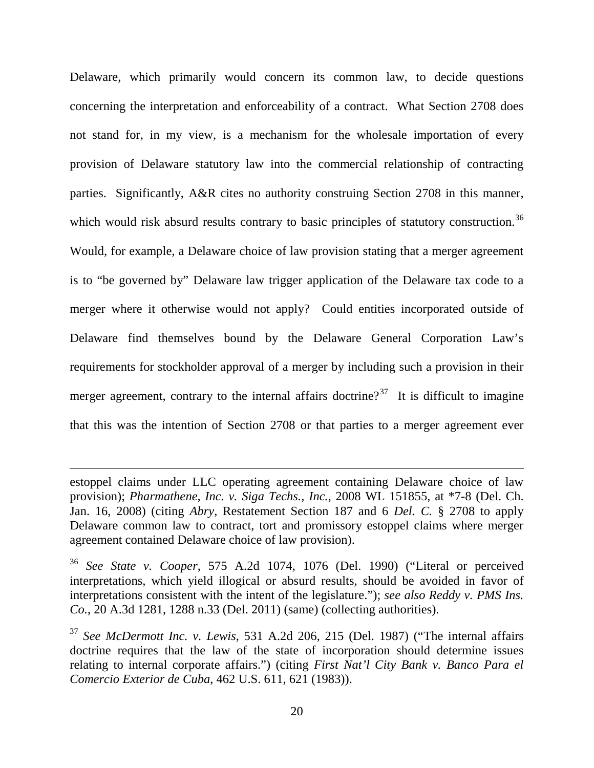Delaware, which primarily would concern its common law, to decide questions concerning the interpretation and enforceability of a contract. What Section 2708 does not stand for, in my view, is a mechanism for the wholesale importation of every provision of Delaware statutory law into the commercial relationship of contracting parties. Significantly, A&R cites no authority construing Section 2708 in this manner, which would risk absurd results contrary to basic principles of statutory construction.[36] Would, for example, a Delaware choice of law provision stating that a merger agreement is to "be governed by" Delaware law trigger application of the Delaware tax code to a merger where it otherwise would not apply? Could entities incorporated outside of Delaware find themselves bound by the Delaware General Corporation Law's requirements for stockholder approval of a merger by including such a provision in their merger agreement, contrary to the internal affairs doctrine?[37] It is difficult to imagine that this was the intention of Section 2708 or that parties to a merger agreement ever

---

estoppel claims under LLC operating agreement containing Delaware choice of law provision); *Pharmathene, Inc. v. Siga Techs., Inc.*, 2008 WL 151855, at *7-8 (Del. Ch. Jan. 16, 2008) (citing *Abry*, Restatement Section 187 and 6 *Del. C.* § 2708 to apply Delaware common law to contract, tort and promissory estoppel claims where merger agreement contained Delaware choice of law provision).

[36] *See State v. Cooper*, 575 A.2d 1074, 1076 (Del. 1990) ("Literal or perceived interpretations, which yield illogical or absurd results, should be avoided in favor of interpretations consistent with the intent of the legislature."); *see also Reddy v. PMS Ins. Co.*, 20 A.3d 1281, 1288 n.33 (Del. 2011) (same) (collecting authorities).

[37] *See McDermott Inc. v. Lewis*, 531 A.2d 206, 215 (Del. 1987) ("The internal affairs doctrine requires that the law of the state of incorporation should determine issues relating to internal corporate affairs.") (citing *First Nat'l City Bank v. Banco Para el Comercio Exterior de Cuba*, 462 U.S. 611, 621 (1983)).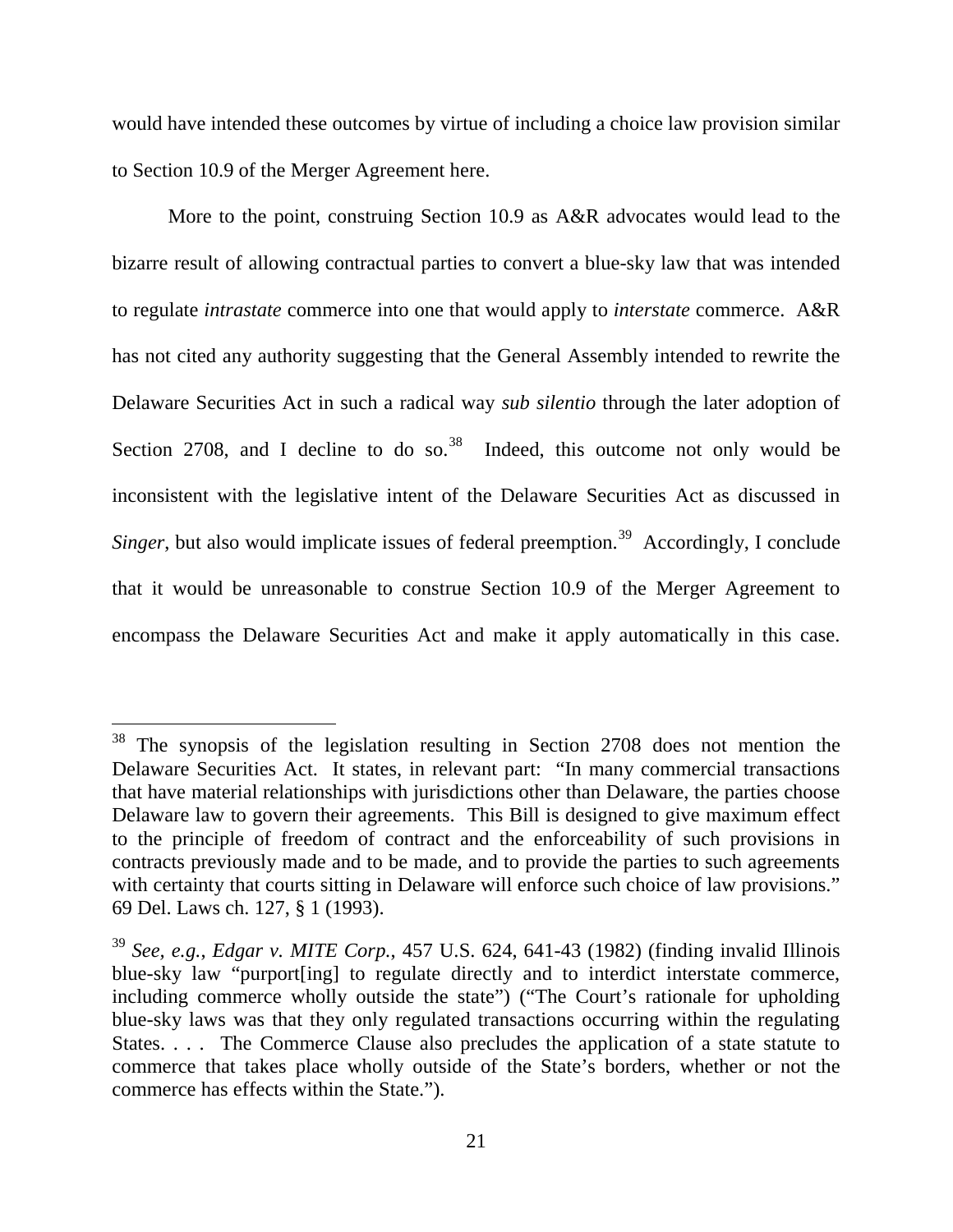would have intended these outcomes by virtue of including a choice law provision similar to Section 10.9 of the Merger Agreement here.

More to the point, construing Section 10.9 as A&R advocates would lead to the bizarre result of allowing contractual parties to convert a blue-sky law that was intended to regulate *intrastate* commerce into one that would apply to *interstate* commerce. A&R has not cited any authority suggesting that the General Assembly intended to rewrite the Delaware Securities Act in such a radical way *sub silentio* through the later adoption of Section 2708, and I decline to do so.[38] Indeed, this outcome not only would be inconsistent with the legislative intent of the Delaware Securities Act as discussed in *Singer*, but also would implicate issues of federal preemption.[39] Accordingly, I conclude that it would be unreasonable to construe Section 10.9 of the Merger Agreement to encompass the Delaware Securities Act and make it apply automatically in this case.

---

[38] The synopsis of the legislation resulting in Section 2708 does not mention the Delaware Securities Act. It states, in relevant part: "In many commercial transactions that have material relationships with jurisdictions other than Delaware, the parties choose Delaware law to govern their agreements. This Bill is designed to give maximum effect to the principle of freedom of contract and the enforceability of such provisions in contracts previously made and to be made, and to provide the parties to such agreements with certainty that courts sitting in Delaware will enforce such choice of law provisions." 69 Del. Laws ch. 127, § 1 (1993).

[39] *See, e.g.*, *Edgar v. MITE Corp.*, 457 U.S. 624, 641-43 (1982) (finding invalid Illinois blue-sky law "purport[ing] to regulate directly and to interdict interstate commerce, including commerce wholly outside the state") ("The Court's rationale for upholding blue-sky laws was that they only regulated transactions occurring within the regulating States. . . . The Commerce Clause also precludes the application of a state statute to commerce that takes place wholly outside of the State's borders, whether or not the commerce has effects within the State.").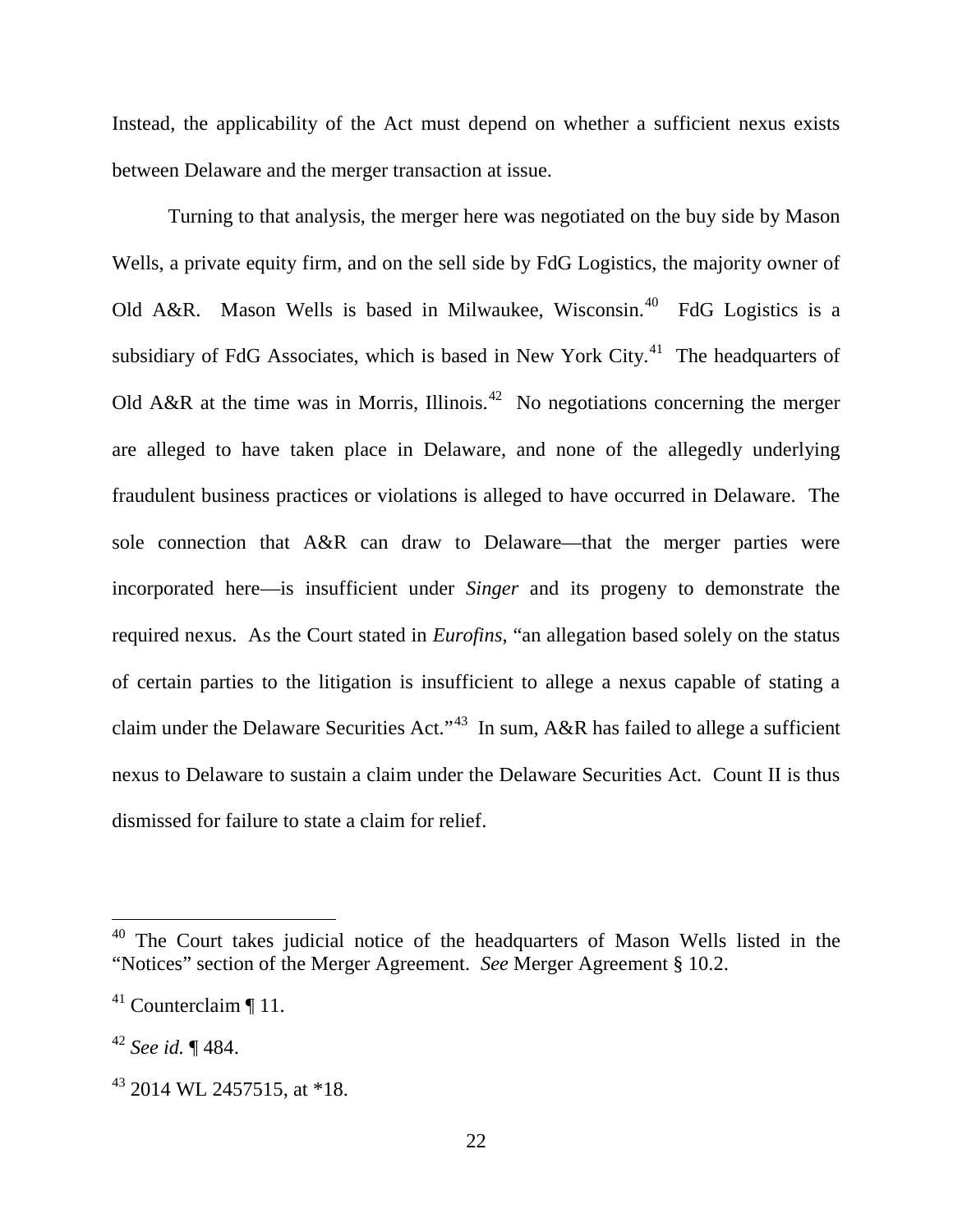Instead, the applicability of the Act must depend on whether a sufficient nexus exists between Delaware and the merger transaction at issue.

Turning to that analysis, the merger here was negotiated on the buy side by Mason Wells, a private equity firm, and on the sell side by FdG Logistics, the majority owner of Old A&R. Mason Wells is based in Milwaukee, Wisconsin.[40] FdG Logistics is a subsidiary of FdG Associates, which is based in New York City.[41] The headquarters of Old A&R at the time was in Morris, Illinois.[42] No negotiations concerning the merger are alleged to have taken place in Delaware, and none of the allegedly underlying fraudulent business practices or violations is alleged to have occurred in Delaware. The sole connection that A&R can draw to Delaware—that the merger parties were incorporated here—is insufficient under *Singer* and its progeny to demonstrate the required nexus. As the Court stated in *Eurofins*, "an allegation based solely on the status of certain parties to the litigation is insufficient to allege a nexus capable of stating a claim under the Delaware Securities Act."[43] In sum, A&R has failed to allege a sufficient nexus to Delaware to sustain a claim under the Delaware Securities Act. Count II is thus dismissed for failure to state a claim for relief.

---

[40] The Court takes judicial notice of the headquarters of Mason Wells listed in the "Notices" section of the Merger Agreement. *See* Merger Agreement § 10.2.

[41] Counterclaim ¶ 11.

[42] *See id.* ¶ 484.

[43] 2014 WL 2457515, at *18.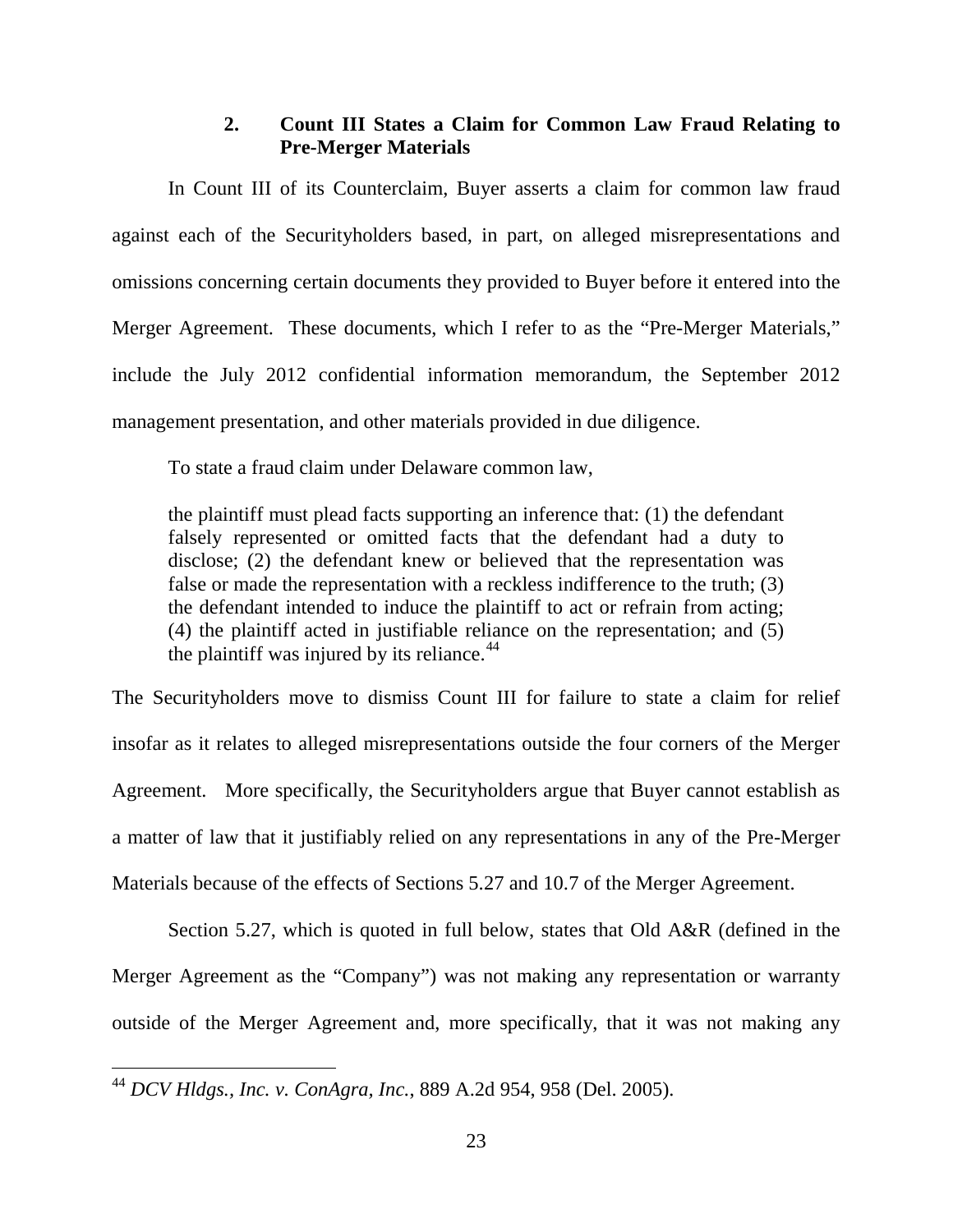### 2. Count III States a Claim for Common Law Fraud Relating to Pre-Merger Materials

In Count III of its Counterclaim, Buyer asserts a claim for common law fraud against each of the Securityholders based, in part, on alleged misrepresentations and omissions concerning certain documents they provided to Buyer before it entered into the Merger Agreement. These documents, which I refer to as the "Pre-Merger Materials," include the July 2012 confidential information memorandum, the September 2012 management presentation, and other materials provided in due diligence.

To state a fraud claim under Delaware common law,

> the plaintiff must plead facts supporting an inference that: (1) the defendant falsely represented or omitted facts that the defendant had a duty to disclose; (2) the defendant knew or believed that the representation was false or made the representation with a reckless indifference to the truth; (3) the defendant intended to induce the plaintiff to act or refrain from acting; (4) the plaintiff acted in justifiable reliance on the representation; and (5) the plaintiff was injured by its reliance.[44]

The Securityholders move to dismiss Count III for failure to state a claim for relief insofar as it relates to alleged misrepresentations outside the four corners of the Merger Agreement. More specifically, the Securityholders argue that Buyer cannot establish as a matter of law that it justifiably relied on any representations in any of the Pre-Merger Materials because of the effects of Sections 5.27 and 10.7 of the Merger Agreement.

Section 5.27, which is quoted in full below, states that Old A&R (defined in the Merger Agreement as the "Company") was not making any representation or warranty outside of the Merger Agreement and, more specifically, that it was not making any

---

[44] *DCV Hldgs., Inc. v. ConAgra, Inc.*, 889 A.2d 954, 958 (Del. 2005).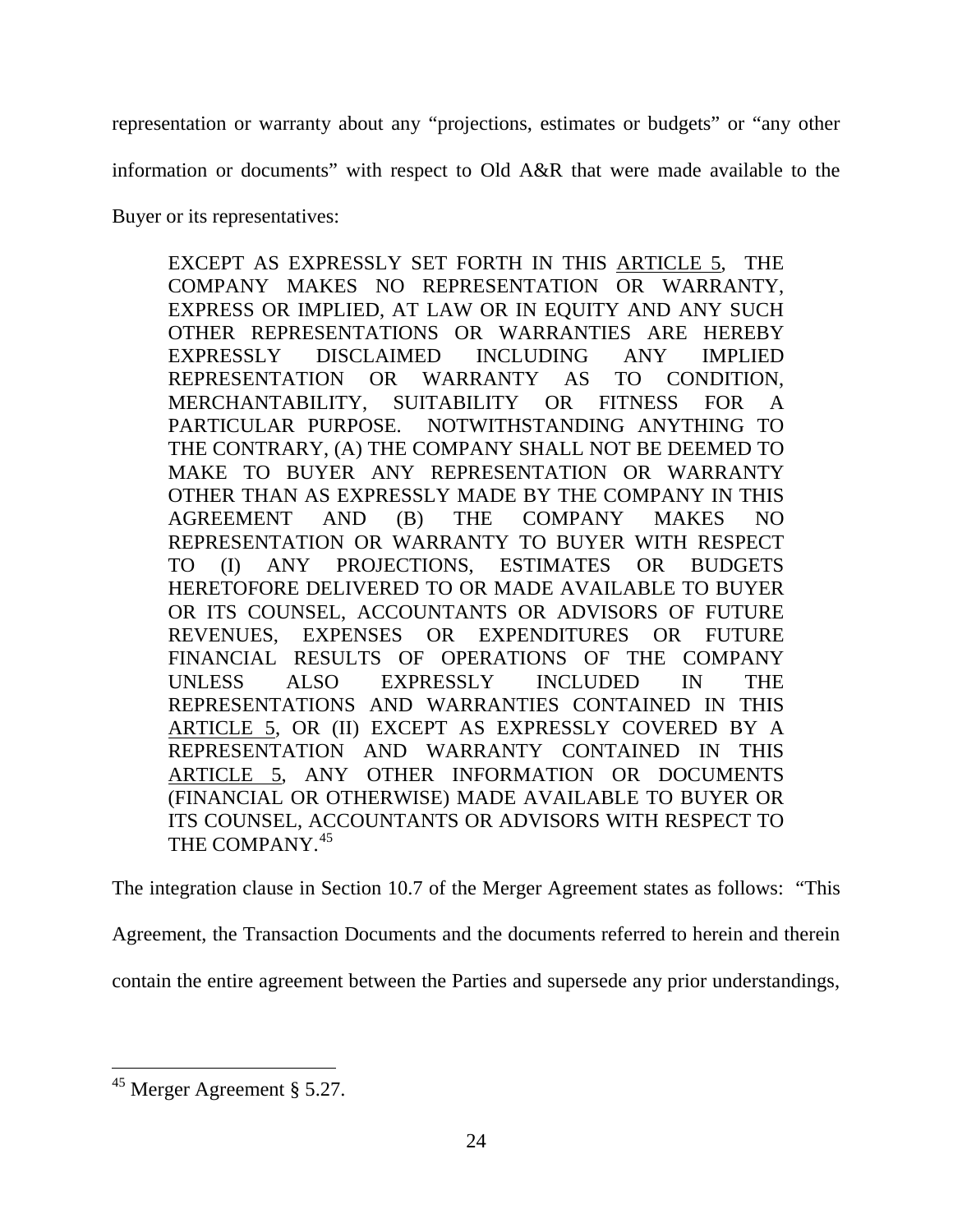representation or warranty about any "projections, estimates or budgets" or "any other information or documents" with respect to Old A&R that were made available to the Buyer or its representatives:

> EXCEPT AS EXPRESSLY SET FORTH IN THIS ARTICLE 5, THE COMPANY MAKES NO REPRESENTATION OR WARRANTY, EXPRESS OR IMPLIED, AT LAW OR IN EQUITY AND ANY SUCH OTHER REPRESENTATIONS OR WARRANTIES ARE HEREBY EXPRESSLY DISCLAIMED INCLUDING ANY IMPLIED REPRESENTATION OR WARRANTY AS TO CONDITION, MERCHANTABILITY, SUITABILITY OR FITNESS FOR A PARTICULAR PURPOSE. NOTWITHSTANDING ANYTHING TO THE CONTRARY, (A) THE COMPANY SHALL NOT BE DEEMED TO MAKE TO BUYER ANY REPRESENTATION OR WARRANTY OTHER THAN AS EXPRESSLY MADE BY THE COMPANY IN THIS AGREEMENT AND (B) THE COMPANY MAKES NO REPRESENTATION OR WARRANTY TO BUYER WITH RESPECT TO (I) ANY PROJECTIONS, ESTIMATES OR BUDGETS HERETOFORE DELIVERED TO OR MADE AVAILABLE TO BUYER OR ITS COUNSEL, ACCOUNTANTS OR ADVISORS OF FUTURE REVENUES, EXPENSES OR EXPENDITURES OR FUTURE FINANCIAL RESULTS OF OPERATIONS OF THE COMPANY UNLESS ALSO EXPRESSLY INCLUDED IN THE REPRESENTATIONS AND WARRANTIES CONTAINED IN THIS ARTICLE 5, OR (II) EXCEPT AS EXPRESSLY COVERED BY A REPRESENTATION AND WARRANTY CONTAINED IN THIS ARTICLE 5, ANY OTHER INFORMATION OR DOCUMENTS (FINANCIAL OR OTHERWISE) MADE AVAILABLE TO BUYER OR ITS COUNSEL, ACCOUNTANTS OR ADVISORS WITH RESPECT TO THE COMPANY.[45]

The integration clause in Section 10.7 of the Merger Agreement states as follows: "This Agreement, the Transaction Documents and the documents referred to herein and therein contain the entire agreement between the Parties and supersede any prior understandings,

---

[45] Merger Agreement § 5.27.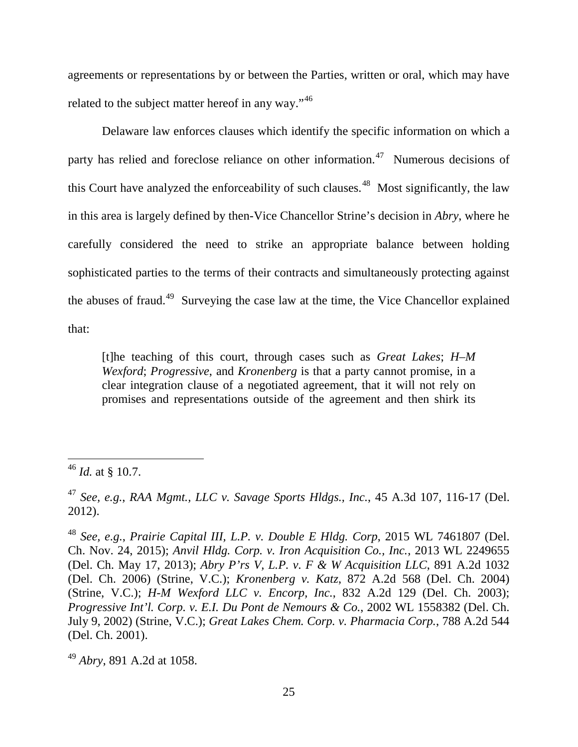agreements or representations by or between the Parties, written or oral, which may have related to the subject matter hereof in any way."[46]

Delaware law enforces clauses which identify the specific information on which a party has relied and foreclose reliance on other information.[47] Numerous decisions of this Court have analyzed the enforceability of such clauses.[48] Most significantly, the law in this area is largely defined by then-Vice Chancellor Strine's decision in *Abry*, where he carefully considered the need to strike an appropriate balance between holding sophisticated parties to the terms of their contracts and simultaneously protecting against the abuses of fraud.[49] Surveying the case law at the time, the Vice Chancellor explained that:

> [t]he teaching of this court, through cases such as *Great Lakes*; *H–M Wexford*; *Progressive*, and *Kronenberg* is that a party cannot promise, in a clear integration clause of a negotiated agreement, that it will not rely on promises and representations outside of the agreement and then shirk its

---

[46] *Id.* at § 10.7.

[47] *See, e.g.*, *RAA Mgmt., LLC v. Savage Sports Hldgs., Inc.*, 45 A.3d 107, 116-17 (Del. 2012).

[48] *See, e.g.*, *Prairie Capital III, L.P. v. Double E Hldg. Corp*, 2015 WL 7461807 (Del. Ch. Nov. 24, 2015); *Anvil Hldg. Corp. v. Iron Acquisition Co., Inc.*, 2013 WL 2249655 (Del. Ch. May 17, 2013); *Abry P'rs V, L.P. v. F & W Acquisition LLC*, 891 A.2d 1032 (Del. Ch. 2006) (Strine, V.C.); *Kronenberg v. Katz*, 872 A.2d 568 (Del. Ch. 2004) (Strine, V.C.); *H-M Wexford LLC v. Encorp, Inc.*, 832 A.2d 129 (Del. Ch. 2003); *Progressive Int'l. Corp. v. E.I. Du Pont de Nemours & Co.*, 2002 WL 1558382 (Del. Ch. July 9, 2002) (Strine, V.C.); *Great Lakes Chem. Corp. v. Pharmacia Corp.*, 788 A.2d 544 (Del. Ch. 2001).

[49] *Abry*, 891 A.2d at 1058.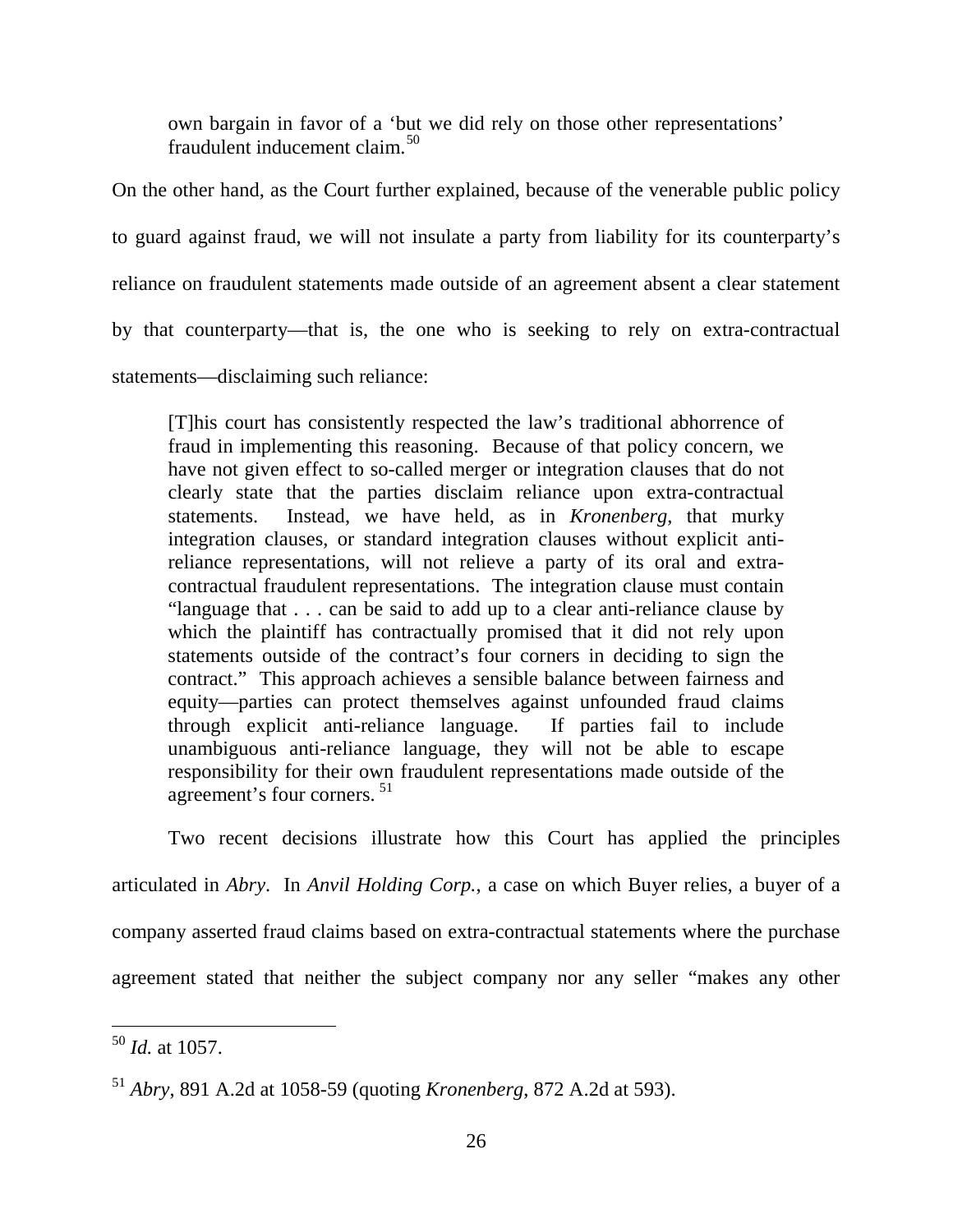> own bargain in favor of a 'but we did rely on those other representations' fraudulent inducement claim.[50]

On the other hand, as the Court further explained, because of the venerable public policy to guard against fraud, we will not insulate a party from liability for its counterparty's reliance on fraudulent statements made outside of an agreement absent a clear statement by that counterparty—that is, the one who is seeking to rely on extra-contractual statements—disclaiming such reliance:

> [T]his court has consistently respected the law's traditional abhorrence of fraud in implementing this reasoning. Because of that policy concern, we have not given effect to so-called merger or integration clauses that do not clearly state that the parties disclaim reliance upon extra-contractual statements. Instead, we have held, as in *Kronenberg*, that murky integration clauses, or standard integration clauses without explicit anti-reliance representations, will not relieve a party of its oral and extra-contractual fraudulent representations. The integration clause must contain "language that . . . can be said to add up to a clear anti-reliance clause by which the plaintiff has contractually promised that it did not rely upon statements outside of the contract's four corners in deciding to sign the contract." This approach achieves a sensible balance between fairness and equity—parties can protect themselves against unfounded fraud claims through explicit anti-reliance language. If parties fail to include unambiguous anti-reliance language, they will not be able to escape responsibility for their own fraudulent representations made outside of the agreement's four corners.[51]

Two recent decisions illustrate how this Court has applied the principles articulated in *Abry*. In *Anvil Holding Corp.*, a case on which Buyer relies, a buyer of a company asserted fraud claims based on extra-contractual statements where the purchase agreement stated that neither the subject company nor any seller "makes any other

---

[50] *Id.* at 1057.

[51] *Abry*, 891 A.2d at 1058-59 (quoting *Kronenberg*, 872 A.2d at 593).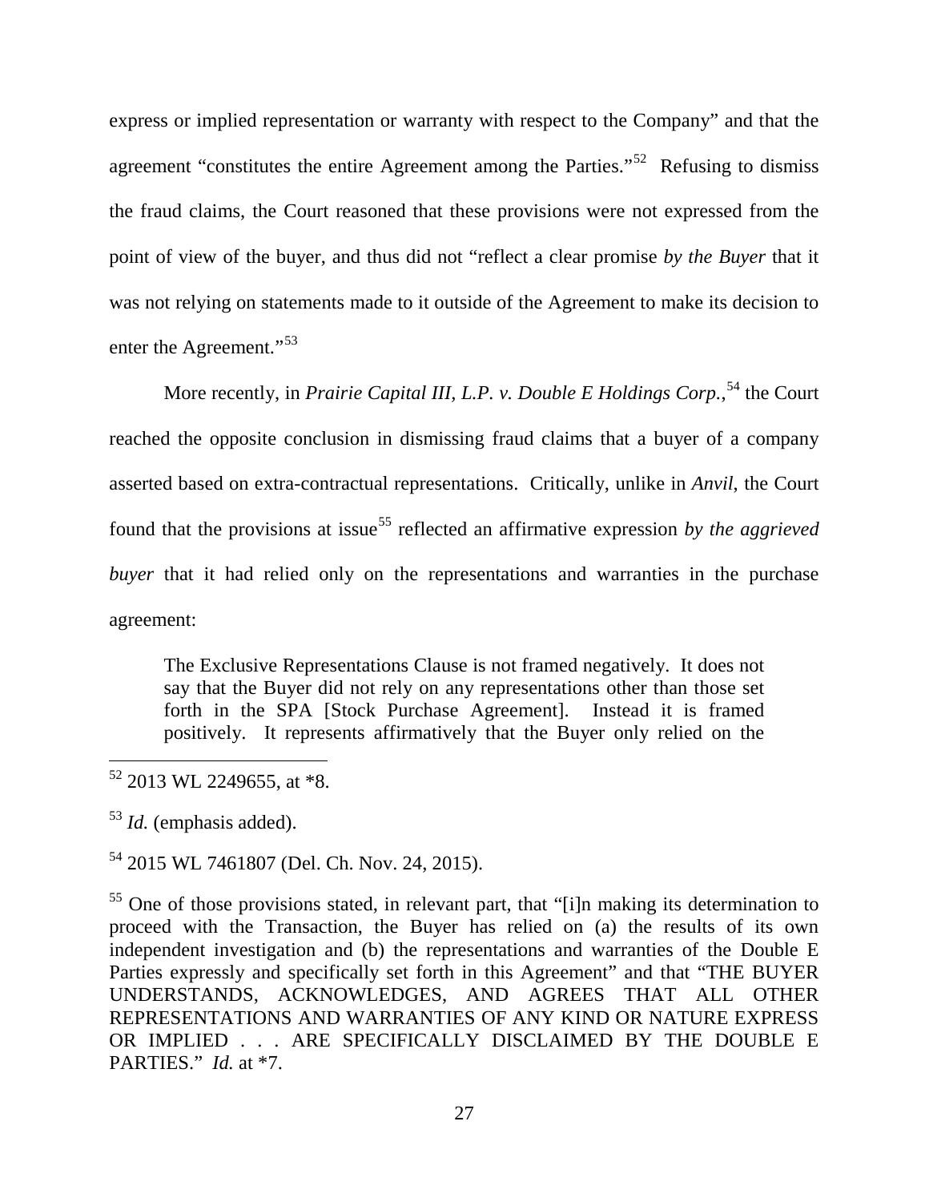express or implied representation or warranty with respect to the Company" and that the agreement "constitutes the entire Agreement among the Parties."[52] Refusing to dismiss the fraud claims, the Court reasoned that these provisions were not expressed from the point of view of the buyer, and thus did not "reflect a clear promise *by the Buyer* that it was not relying on statements made to it outside of the Agreement to make its decision to enter the Agreement."[53]

More recently, in *Prairie Capital III, L.P. v. Double E Holdings Corp.*,[54] the Court reached the opposite conclusion in dismissing fraud claims that a buyer of a company asserted based on extra-contractual representations. Critically, unlike in *Anvil*, the Court found that the provisions at issue[55] reflected an affirmative expression *by the aggrieved buyer* that it had relied only on the representations and warranties in the purchase agreement:

> The Exclusive Representations Clause is not framed negatively. It does not say that the Buyer did not rely on any representations other than those set forth in the SPA [Stock Purchase Agreement]. Instead it is framed positively. It represents affirmatively that the Buyer only relied on the

---

[52] 2013 WL 2249655, at *8.

[53] *Id.* (emphasis added).

[54] 2015 WL 7461807 (Del. Ch. Nov. 24, 2015).

[55] One of those provisions stated, in relevant part, that "[i]n making its determination to proceed with the Transaction, the Buyer has relied on (a) the results of its own independent investigation and (b) the representations and warranties of the Double E Parties expressly and specifically set forth in this Agreement" and that "THE BUYER UNDERSTANDS, ACKNOWLEDGES, AND AGREES THAT ALL OTHER REPRESENTATIONS AND WARRANTIES OF ANY KIND OR NATURE EXPRESS OR IMPLIED . . . ARE SPECIFICALLY DISCLAIMED BY THE DOUBLE E PARTIES." *Id.* at *7.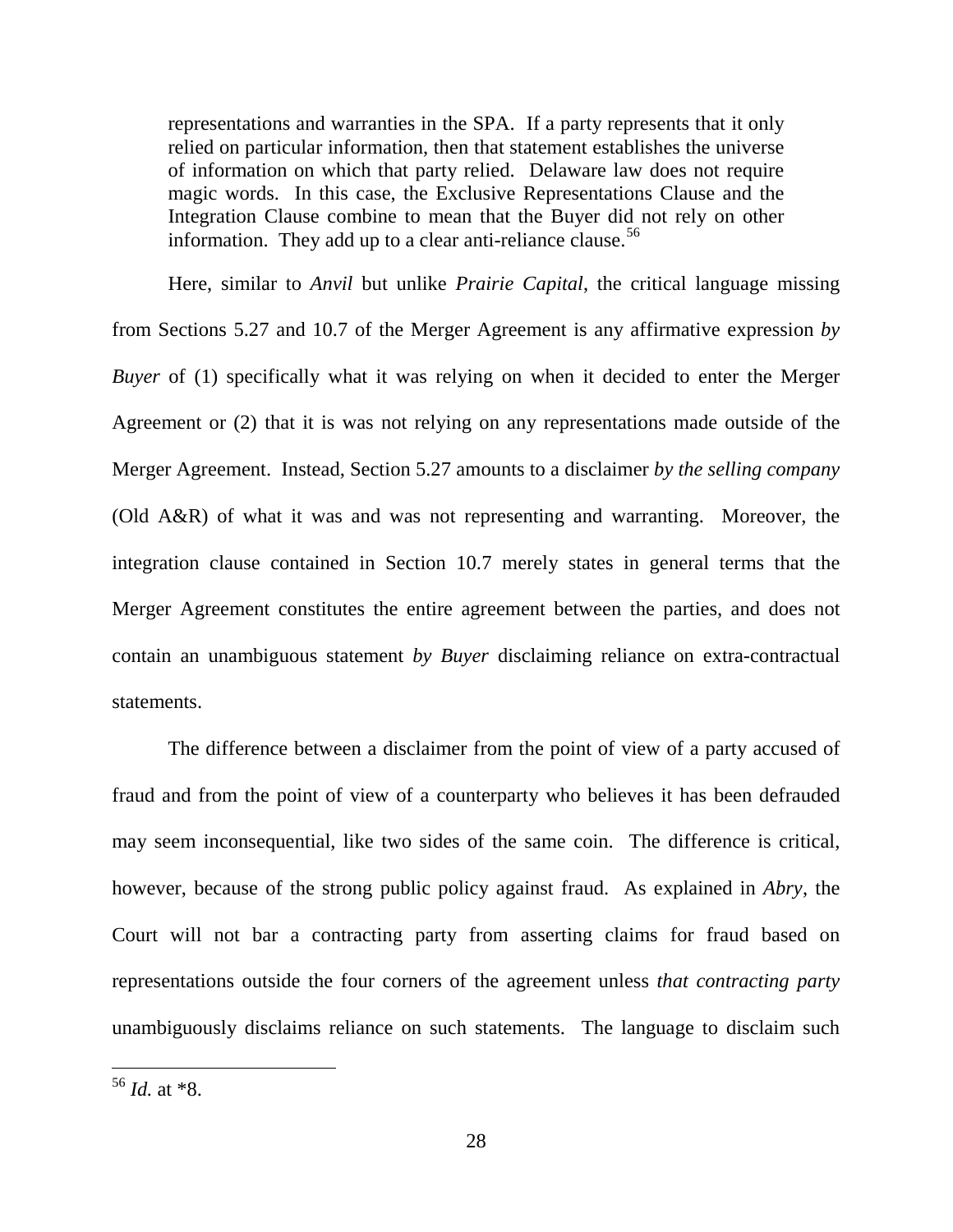> representations and warranties in the SPA. If a party represents that it only relied on particular information, then that statement establishes the universe of information on which that party relied. Delaware law does not require magic words. In this case, the Exclusive Representations Clause and the Integration Clause combine to mean that the Buyer did not rely on other information. They add up to a clear anti-reliance clause.[56]

Here, similar to *Anvil* but unlike *Prairie Capital*, the critical language missing from Sections 5.27 and 10.7 of the Merger Agreement is any affirmative expression *by Buyer* of (1) specifically what it was relying on when it decided to enter the Merger Agreement or (2) that it is was not relying on any representations made outside of the Merger Agreement. Instead, Section 5.27 amounts to a disclaimer *by the selling company* (Old A&R) of what it was and was not representing and warranting. Moreover, the integration clause contained in Section 10.7 merely states in general terms that the Merger Agreement constitutes the entire agreement between the parties, and does not contain an unambiguous statement *by Buyer* disclaiming reliance on extra-contractual statements.

The difference between a disclaimer from the point of view of a party accused of fraud and from the point of view of a counterparty who believes it has been defrauded may seem inconsequential, like two sides of the same coin. The difference is critical, however, because of the strong public policy against fraud. As explained in *Abry*, the Court will not bar a contracting party from asserting claims for fraud based on representations outside the four corners of the agreement unless *that contracting party* unambiguously disclaims reliance on such statements. The language to disclaim such

[56] *Id.* at *8.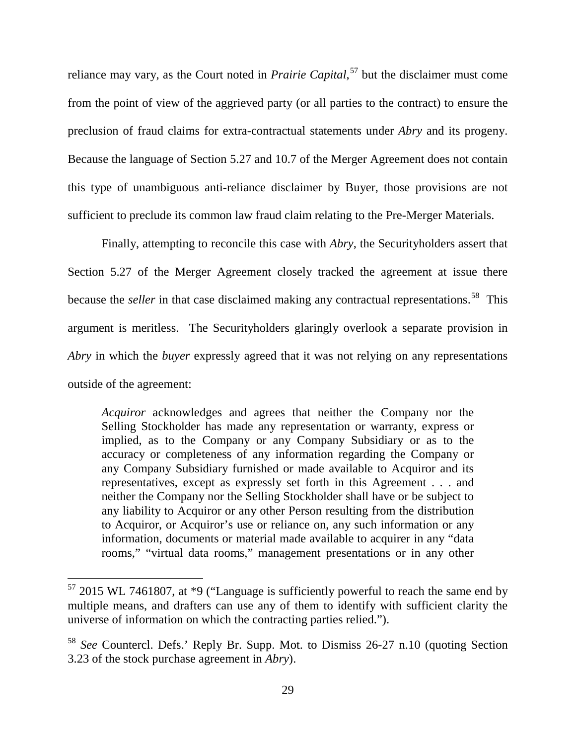reliance may vary, as the Court noted in *Prairie Capital*,[57] but the disclaimer must come from the point of view of the aggrieved party (or all parties to the contract) to ensure the preclusion of fraud claims for extra-contractual statements under *Abry* and its progeny. Because the language of Section 5.27 and 10.7 of the Merger Agreement does not contain this type of unambiguous anti-reliance disclaimer by Buyer, those provisions are not sufficient to preclude its common law fraud claim relating to the Pre-Merger Materials.

Finally, attempting to reconcile this case with *Abry*, the Securityholders assert that Section 5.27 of the Merger Agreement closely tracked the agreement at issue there because the *seller* in that case disclaimed making any contractual representations.[58] This argument is meritless. The Securityholders glaringly overlook a separate provision in *Abry* in which the *buyer* expressly agreed that it was not relying on any representations outside of the agreement:

> *Acquiror* acknowledges and agrees that neither the Company nor the Selling Stockholder has made any representation or warranty, express or implied, as to the Company or any Company Subsidiary or as to the accuracy or completeness of any information regarding the Company or any Company Subsidiary furnished or made available to Acquiror and its representatives, except as expressly set forth in this Agreement . . . and neither the Company nor the Selling Stockholder shall have or be subject to any liability to Acquiror or any other Person resulting from the distribution to Acquiror, or Acquiror's use or reliance on, any such information or any information, documents or material made available to acquirer in any "data rooms," "virtual data rooms," management presentations or in any other

[57] 2015 WL 7461807, at *9 ("Language is sufficiently powerful to reach the same end by multiple means, and drafters can use any of them to identify with sufficient clarity the universe of information on which the contracting parties relied.").

[58] *See* Countercl. Defs.' Reply Br. Supp. Mot. to Dismiss 26-27 n.10 (quoting Section 3.23 of the stock purchase agreement in *Abry*).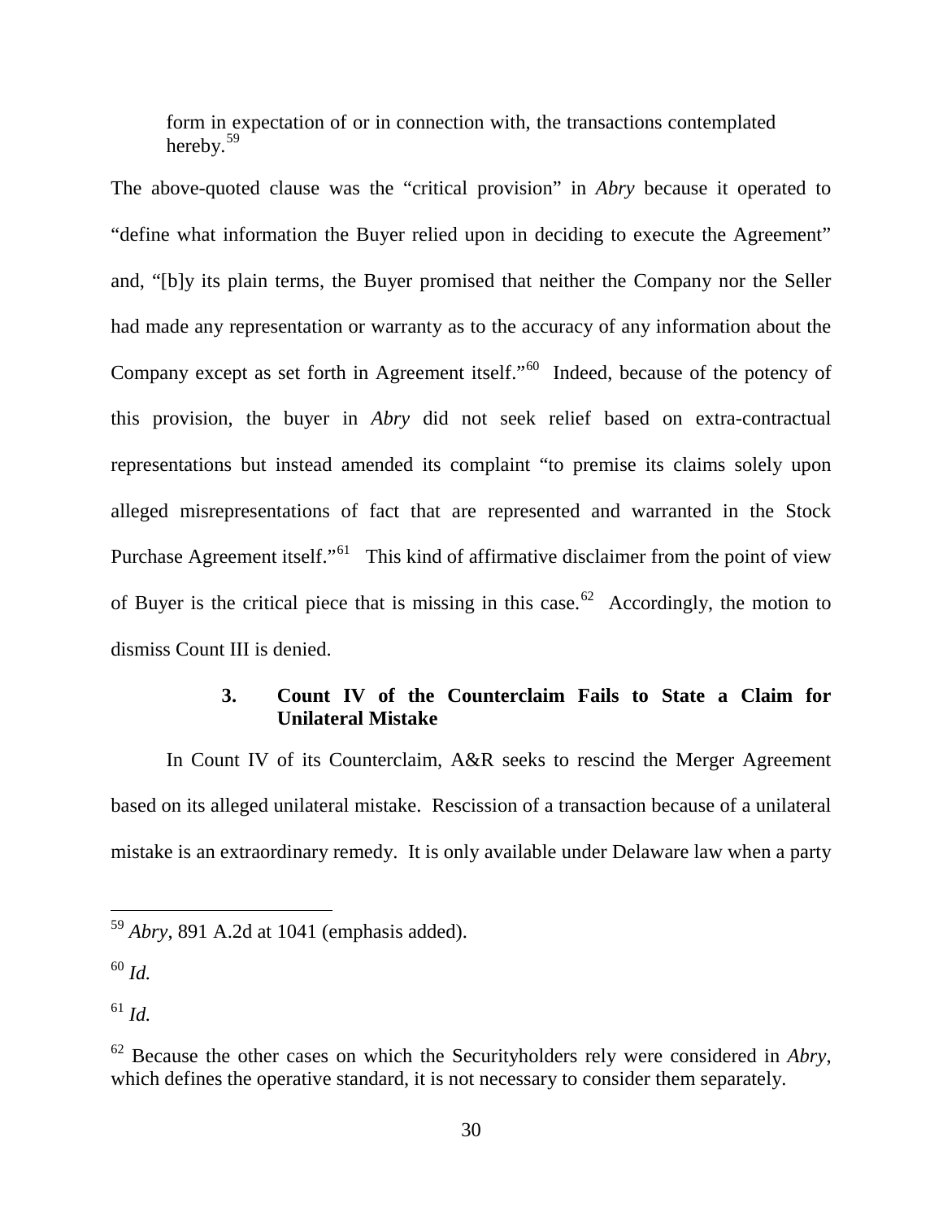> form in expectation of or in connection with, the transactions contemplated hereby.[59]

The above-quoted clause was the "critical provision" in *Abry* because it operated to "define what information the Buyer relied upon in deciding to execute the Agreement" and, "[b]y its plain terms, the Buyer promised that neither the Company nor the Seller had made any representation or warranty as to the accuracy of any information about the Company except as set forth in Agreement itself."[60] Indeed, because of the potency of this provision, the buyer in *Abry* did not seek relief based on extra-contractual representations but instead amended its complaint "to premise its claims solely upon alleged misrepresentations of fact that are represented and warranted in the Stock Purchase Agreement itself."[61] This kind of affirmative disclaimer from the point of view of Buyer is the critical piece that is missing in this case.[62] Accordingly, the motion to dismiss Count III is denied.

### 3. Count IV of the Counterclaim Fails to State a Claim for Unilateral Mistake

In Count IV of its Counterclaim, A&R seeks to rescind the Merger Agreement based on its alleged unilateral mistake. Rescission of a transaction because of a unilateral mistake is an extraordinary remedy. It is only available under Delaware law when a party

---

[59] *Abry*, 891 A.2d at 1041 (emphasis added).

[60] *Id.*

[61] *Id.*

[62] Because the other cases on which the Securityholders rely were considered in *Abry*, which defines the operative standard, it is not necessary to consider them separately.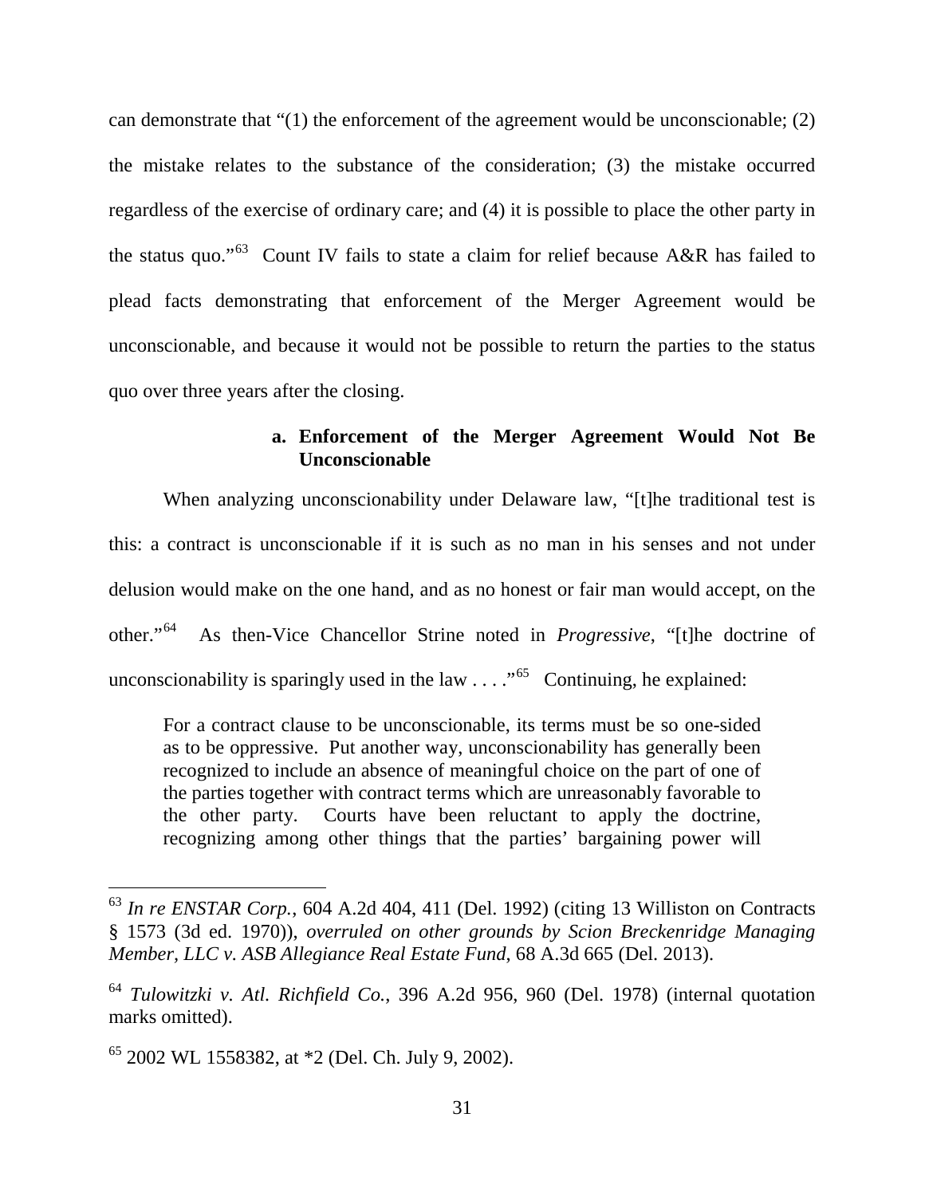can demonstrate that "(1) the enforcement of the agreement would be unconscionable; (2) the mistake relates to the substance of the consideration; (3) the mistake occurred regardless of the exercise of ordinary care; and (4) it is possible to place the other party in the status quo."[63] Count IV fails to state a claim for relief because A&R has failed to plead facts demonstrating that enforcement of the Merger Agreement would be unconscionable, and because it would not be possible to return the parties to the status quo over three years after the closing.

**a. Enforcement of the Merger Agreement Would Not Be Unconscionable**

When analyzing unconscionability under Delaware law, "[t]he traditional test is this: a contract is unconscionable if it is such as no man in his senses and not under delusion would make on the one hand, and as no honest or fair man would accept, on the other."[64] As then-Vice Chancellor Strine noted in *Progressive*, "[t]he doctrine of unconscionability is sparingly used in the law . . . ."[65] Continuing, he explained:

> For a contract clause to be unconscionable, its terms must be so one-sided as to be oppressive. Put another way, unconscionability has generally been recognized to include an absence of meaningful choice on the part of one of the parties together with contract terms which are unreasonably favorable to the other party. Courts have been reluctant to apply the doctrine, recognizing among other things that the parties' bargaining power will

---

[63] *In re ENSTAR Corp.*, 604 A.2d 404, 411 (Del. 1992) (citing 13 Williston on Contracts § 1573 (3d ed. 1970)), *overruled on other grounds by Scion Breckenridge Managing Member, LLC v. ASB Allegiance Real Estate Fund*, 68 A.3d 665 (Del. 2013).

[64] *Tulowitzki v. Atl. Richfield Co.*, 396 A.2d 956, 960 (Del. 1978) (internal quotation marks omitted).

[65] 2002 WL 1558382, at *2 (Del. Ch. July 9, 2002).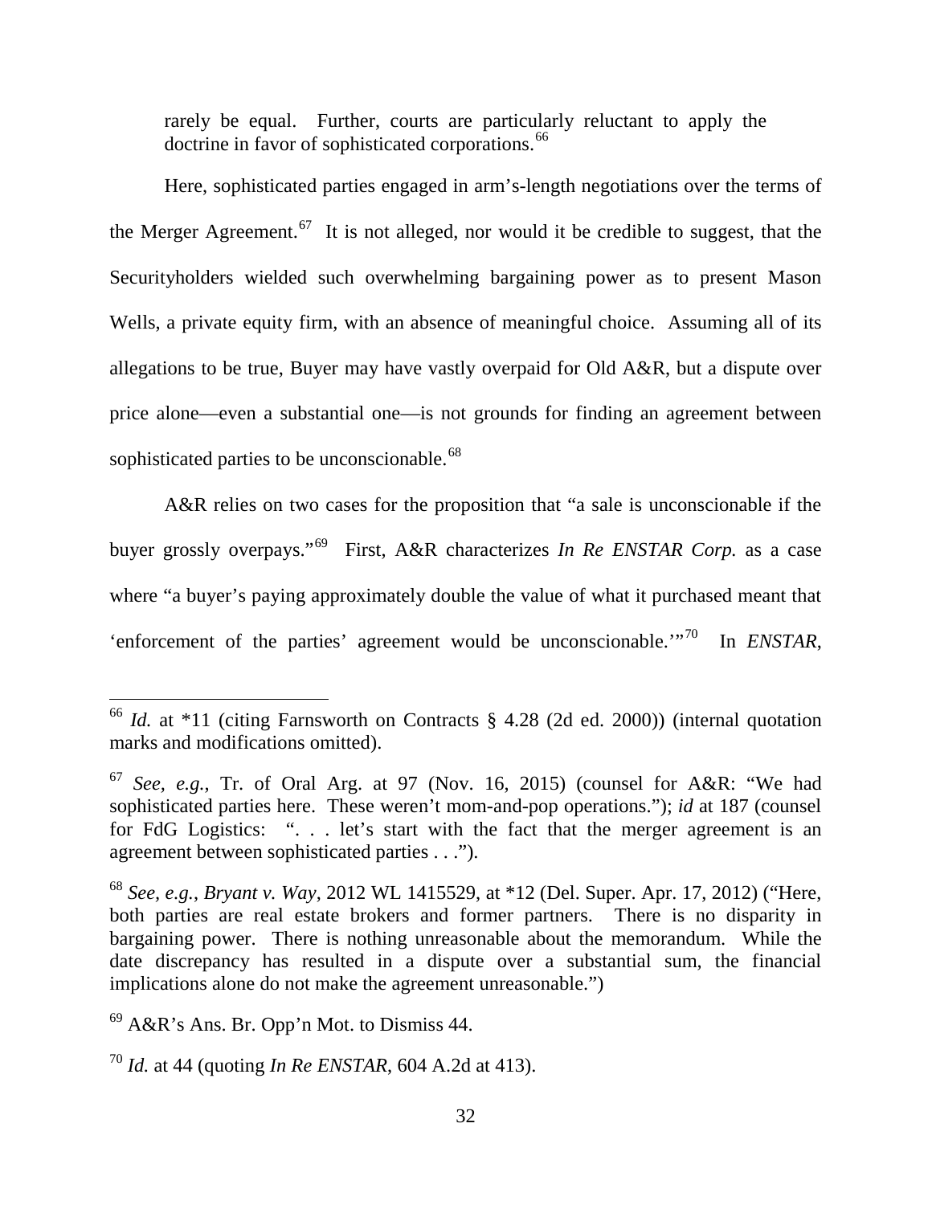rarely be equal. Further, courts are particularly reluctant to apply the doctrine in favor of sophisticated corporations.[66]

Here, sophisticated parties engaged in arm's-length negotiations over the terms of the Merger Agreement.[67] It is not alleged, nor would it be credible to suggest, that the Securityholders wielded such overwhelming bargaining power as to present Mason Wells, a private equity firm, with an absence of meaningful choice. Assuming all of its allegations to be true, Buyer may have vastly overpaid for Old A&R, but a dispute over price alone—even a substantial one—is not grounds for finding an agreement between sophisticated parties to be unconscionable.[68]

A&R relies on two cases for the proposition that "a sale is unconscionable if the buyer grossly overpays."[69] First, A&R characterizes *In Re ENSTAR Corp.* as a case where "a buyer's paying approximately double the value of what it purchased meant that 'enforcement of the parties' agreement would be unconscionable.'"[70] In *ENSTAR*,

---

[66] *Id.* at *11 (citing Farnsworth on Contracts § 4.28 (2d ed. 2000)) (internal quotation marks and modifications omitted).

[67] *See, e.g.*, Tr. of Oral Arg. at 97 (Nov. 16, 2015) (counsel for A&R: "We had sophisticated parties here. These weren't mom-and-pop operations."); *id* at 187 (counsel for FdG Logistics: ". . . let's start with the fact that the merger agreement is an agreement between sophisticated parties . . .").

[68] *See, e.g.*, *Bryant v. Way*, 2012 WL 1415529, at *12 (Del. Super. Apr. 17, 2012) ("Here, both parties are real estate brokers and former partners. There is no disparity in bargaining power. There is nothing unreasonable about the memorandum. While the date discrepancy has resulted in a dispute over a substantial sum, the financial implications alone do not make the agreement unreasonable.")

[69] A&R's Ans. Br. Opp'n Mot. to Dismiss 44.

[70] *Id.* at 44 (quoting *In Re ENSTAR*, 604 A.2d at 413).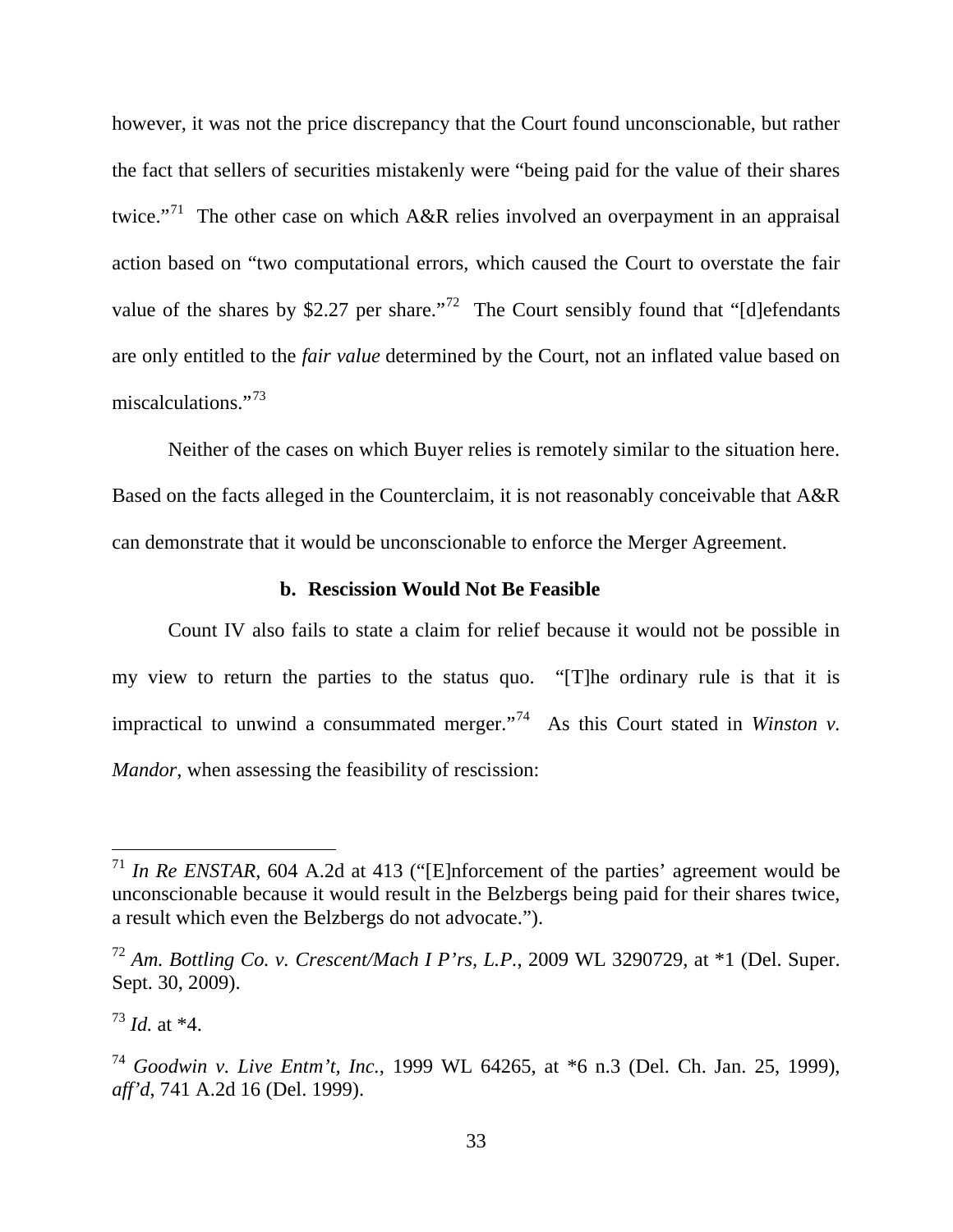however, it was not the price discrepancy that the Court found unconscionable, but rather the fact that sellers of securities mistakenly were "being paid for the value of their shares twice."[71] The other case on which A&R relies involved an overpayment in an appraisal action based on "two computational errors, which caused the Court to overstate the fair value of the shares by $2.27 per share."[72] The Court sensibly found that "[d]efendants are only entitled to the *fair value* determined by the Court, not an inflated value based on miscalculations."[73]

Neither of the cases on which Buyer relies is remotely similar to the situation here. Based on the facts alleged in the Counterclaim, it is not reasonably conceivable that A&R can demonstrate that it would be unconscionable to enforce the Merger Agreement.

**b. Rescission Would Not Be Feasible**

Count IV also fails to state a claim for relief because it would not be possible in my view to return the parties to the status quo. "[T]he ordinary rule is that it is impractical to unwind a consummated merger."[74] As this Court stated in *Winston v. Mandor*, when assessing the feasibility of rescission:

---

[71] *In Re ENSTAR*, 604 A.2d at 413 ("[E]nforcement of the parties' agreement would be unconscionable because it would result in the Belzbergs being paid for their shares twice, a result which even the Belzbergs do not advocate.").

[72] *Am. Bottling Co. v. Crescent/Mach I P'rs, L.P.*, 2009 WL 3290729, at *1 (Del. Super. Sept. 30, 2009).

[73] *Id.* at *4.

[74] *Goodwin v. Live Entm't, Inc.*, 1999 WL 64265, at *6 n.3 (Del. Ch. Jan. 25, 1999), *aff'd*, 741 A.2d 16 (Del. 1999).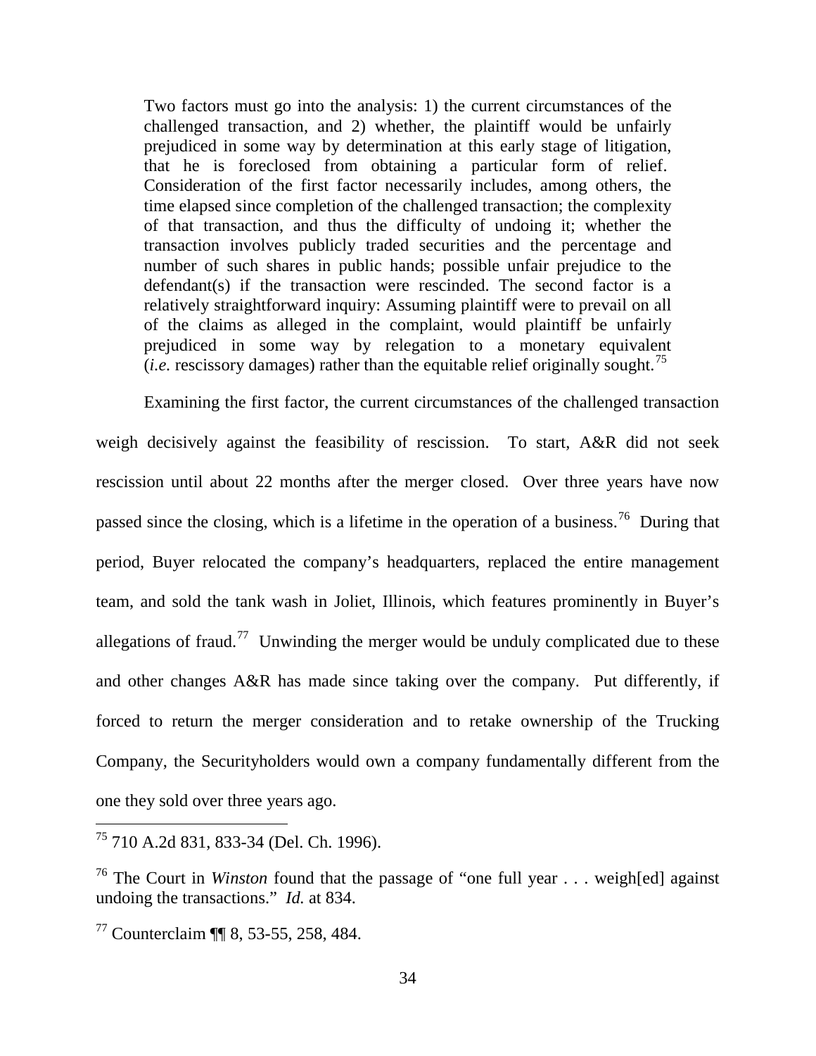> Two factors must go into the analysis: 1) the current circumstances of the challenged transaction, and 2) whether, the plaintiff would be unfairly prejudiced in some way by determination at this early stage of litigation, that he is foreclosed from obtaining a particular form of relief. Consideration of the first factor necessarily includes, among others, the time elapsed since completion of the challenged transaction; the complexity of that transaction, and thus the difficulty of undoing it; whether the transaction involves publicly traded securities and the percentage and number of such shares in public hands; possible unfair prejudice to the defendant(s) if the transaction were rescinded. The second factor is a relatively straightforward inquiry: Assuming plaintiff were to prevail on all of the claims as alleged in the complaint, would plaintiff be unfairly prejudiced in some way by relegation to a monetary equivalent (*i.e.* rescissory damages) rather than the equitable relief originally sought.[75]

Examining the first factor, the current circumstances of the challenged transaction weigh decisively against the feasibility of rescission. To start, A&R did not seek rescission until about 22 months after the merger closed. Over three years have now passed since the closing, which is a lifetime in the operation of a business.[76] During that period, Buyer relocated the company's headquarters, replaced the entire management team, and sold the tank wash in Joliet, Illinois, which features prominently in Buyer's allegations of fraud.[77] Unwinding the merger would be unduly complicated due to these and other changes A&R has made since taking over the company. Put differently, if forced to return the merger consideration and to retake ownership of the Trucking Company, the Securityholders would own a company fundamentally different from the one they sold over three years ago.

---

[75] 710 A.2d 831, 833-34 (Del. Ch. 1996).

[76] The Court in *Winston* found that the passage of "one full year . . . weigh[ed] against undoing the transactions." *Id.* at 834.

[77] Counterclaim ¶¶ 8, 53-55, 258, 484.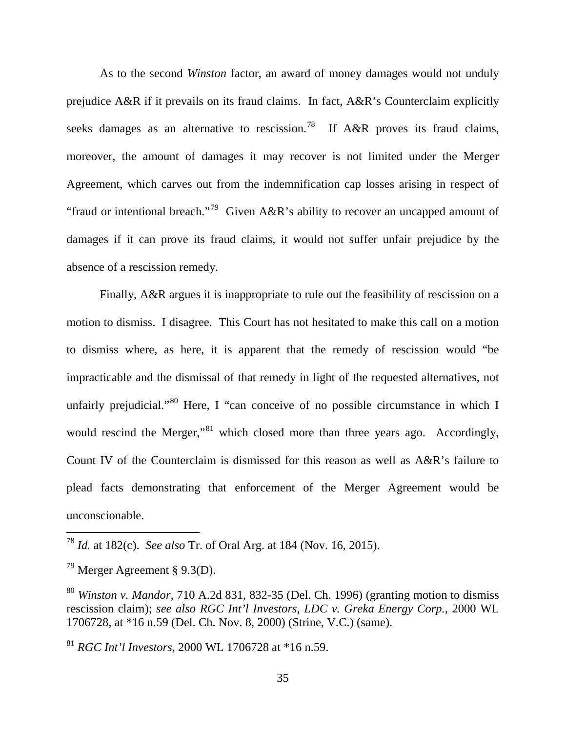As to the second *Winston* factor, an award of money damages would not unduly prejudice A&R if it prevails on its fraud claims. In fact, A&R's Counterclaim explicitly seeks damages as an alternative to rescission.[78] If A&R proves its fraud claims, moreover, the amount of damages it may recover is not limited under the Merger Agreement, which carves out from the indemnification cap losses arising in respect of "fraud or intentional breach."[79] Given A&R's ability to recover an uncapped amount of damages if it can prove its fraud claims, it would not suffer unfair prejudice by the absence of a rescission remedy.

Finally, A&R argues it is inappropriate to rule out the feasibility of rescission on a motion to dismiss. I disagree. This Court has not hesitated to make this call on a motion to dismiss where, as here, it is apparent that the remedy of rescission would "be impracticable and the dismissal of that remedy in light of the requested alternatives, not unfairly prejudicial."[80] Here, I "can conceive of no possible circumstance in which I would rescind the Merger,"[81] which closed more than three years ago. Accordingly, Count IV of the Counterclaim is dismissed for this reason as well as A&R's failure to plead facts demonstrating that enforcement of the Merger Agreement would be unconscionable.

---

[78] *Id.* at 182(c). *See also* Tr. of Oral Arg. at 184 (Nov. 16, 2015).

[79] Merger Agreement § 9.3(D).

[80] *Winston v. Mandor*, 710 A.2d 831, 832-35 (Del. Ch. 1996) (granting motion to dismiss rescission claim); *see also RGC Int'l Investors, LDC v. Greka Energy Corp.*, 2000 WL 1706728, at *16 n.59 (Del. Ch. Nov. 8, 2000) (Strine, V.C.) (same).

[81] *RGC Int'l Investors*, 2000 WL 1706728 at *16 n.59.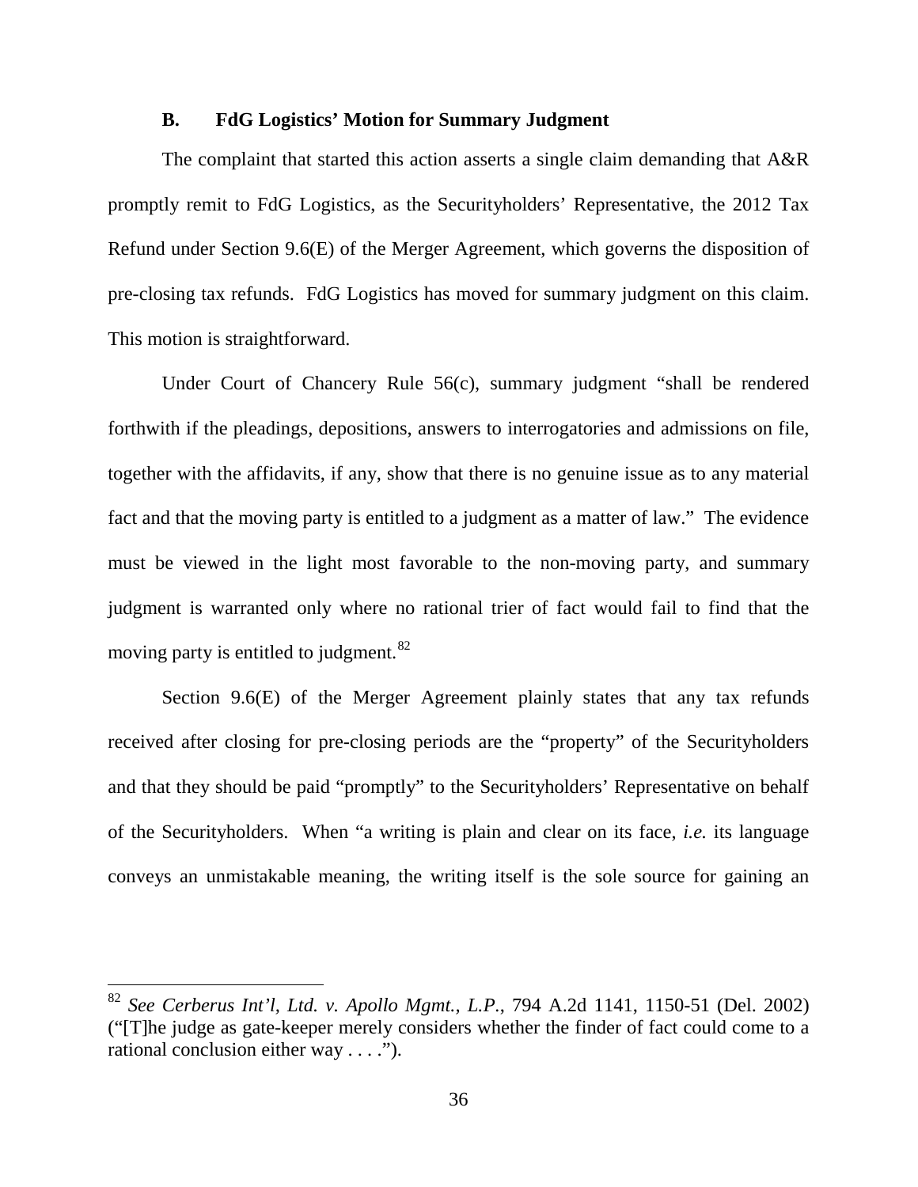### B. FdG Logistics' Motion for Summary Judgment

The complaint that started this action asserts a single claim demanding that A&R promptly remit to FdG Logistics, as the Securityholders' Representative, the 2012 Tax Refund under Section 9.6(E) of the Merger Agreement, which governs the disposition of pre-closing tax refunds. FdG Logistics has moved for summary judgment on this claim. This motion is straightforward.

Under Court of Chancery Rule 56(c), summary judgment "shall be rendered forthwith if the pleadings, depositions, answers to interrogatories and admissions on file, together with the affidavits, if any, show that there is no genuine issue as to any material fact and that the moving party is entitled to a judgment as a matter of law." The evidence must be viewed in the light most favorable to the non-moving party, and summary judgment is warranted only where no rational trier of fact would fail to find that the moving party is entitled to judgment.[82]

Section 9.6(E) of the Merger Agreement plainly states that any tax refunds received after closing for pre-closing periods are the "property" of the Securityholders and that they should be paid "promptly" to the Securityholders' Representative on behalf of the Securityholders. When "a writing is plain and clear on its face, *i.e.* its language conveys an unmistakable meaning, the writing itself is the sole source for gaining an

---

[82] *See Cerberus Int'l, Ltd. v. Apollo Mgmt., L.P.*, 794 A.2d 1141, 1150-51 (Del. 2002) ("[T]he judge as gate-keeper merely considers whether the finder of fact could come to a rational conclusion either way . . . .").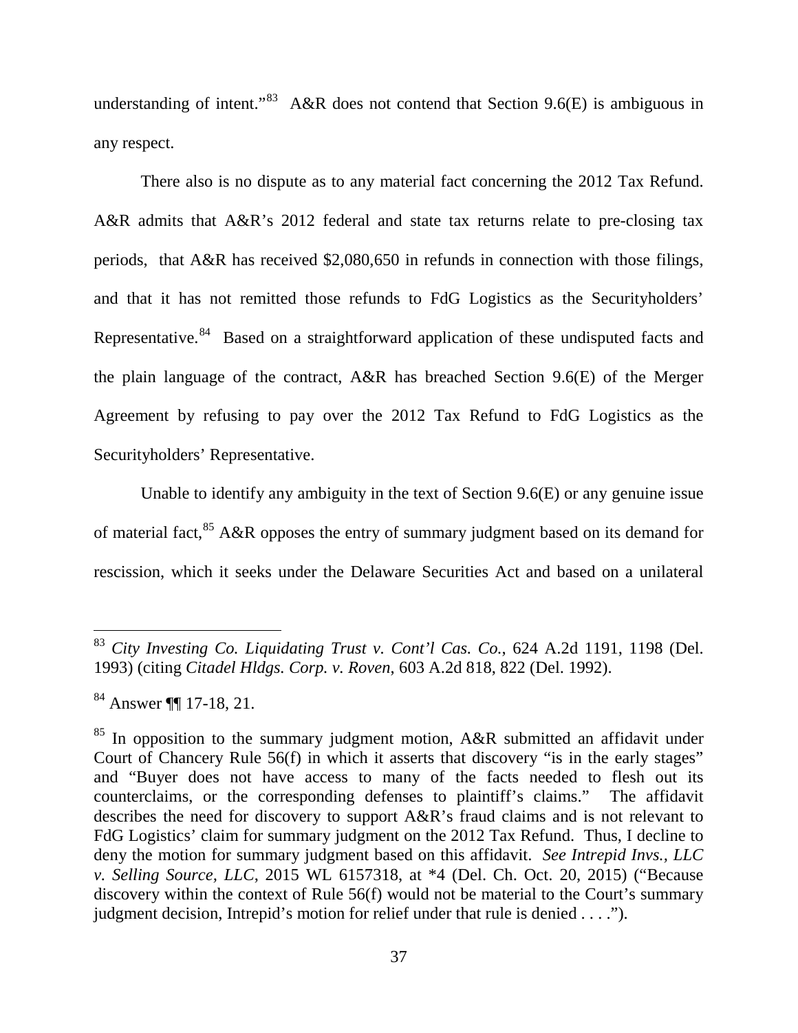understanding of intent."[83] A&R does not contend that Section 9.6(E) is ambiguous in any respect.

There also is no dispute as to any material fact concerning the 2012 Tax Refund. A&R admits that A&R's 2012 federal and state tax returns relate to pre-closing tax periods, that A&R has received $2,080,650 in refunds in connection with those filings, and that it has not remitted those refunds to FdG Logistics as the Securityholders' Representative.[84] Based on a straightforward application of these undisputed facts and the plain language of the contract, A&R has breached Section 9.6(E) of the Merger Agreement by refusing to pay over the 2012 Tax Refund to FdG Logistics as the Securityholders' Representative.

Unable to identify any ambiguity in the text of Section 9.6(E) or any genuine issue of material fact,[85] A&R opposes the entry of summary judgment based on its demand for rescission, which it seeks under the Delaware Securities Act and based on a unilateral

---

[83] *City Investing Co. Liquidating Trust v. Cont'l Cas. Co.*, 624 A.2d 1191, 1198 (Del. 1993) (citing *Citadel Hldgs. Corp. v. Roven*, 603 A.2d 818, 822 (Del. 1992).

[84] Answer ¶¶ 17-18, 21.

[85] In opposition to the summary judgment motion, A&R submitted an affidavit under Court of Chancery Rule 56(f) in which it asserts that discovery "is in the early stages" and "Buyer does not have access to many of the facts needed to flesh out its counterclaims, or the corresponding defenses to plaintiff's claims." The affidavit describes the need for discovery to support A&R's fraud claims and is not relevant to FdG Logistics' claim for summary judgment on the 2012 Tax Refund. Thus, I decline to deny the motion for summary judgment based on this affidavit. *See Intrepid Invs., LLC v. Selling Source, LLC*, 2015 WL 6157318, at *4 (Del. Ch. Oct. 20, 2015) ("Because discovery within the context of Rule 56(f) would not be material to the Court's summary judgment decision, Intrepid's motion for relief under that rule is denied . . . .").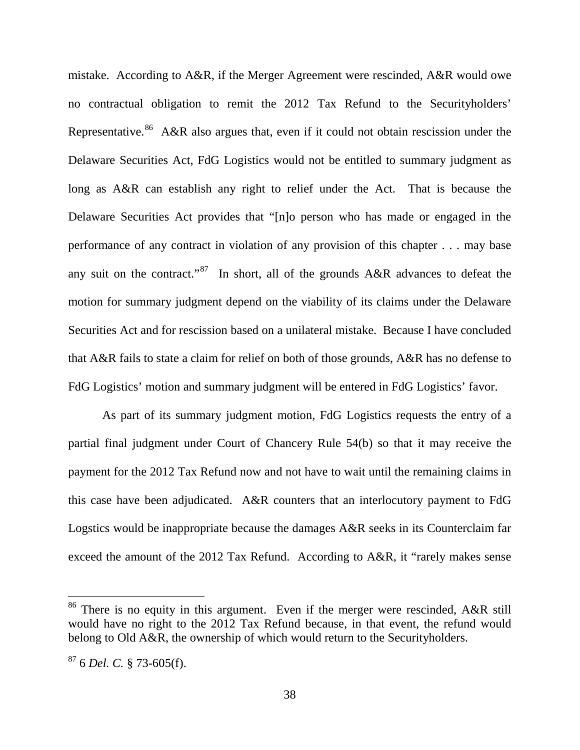mistake. According to A&R, if the Merger Agreement were rescinded, A&R would owe no contractual obligation to remit the 2012 Tax Refund to the Securityholders' Representative.[86] A&R also argues that, even if it could not obtain rescission under the Delaware Securities Act, FdG Logistics would not be entitled to summary judgment as long as A&R can establish any right to relief under the Act. That is because the Delaware Securities Act provides that "[n]o person who has made or engaged in the performance of any contract in violation of any provision of this chapter . . . may base any suit on the contract."[87] In short, all of the grounds A&R advances to defeat the motion for summary judgment depend on the viability of its claims under the Delaware Securities Act and for rescission based on a unilateral mistake. Because I have concluded that A&R fails to state a claim for relief on both of those grounds, A&R has no defense to FdG Logistics' motion and summary judgment will be entered in FdG Logistics' favor.

As part of its summary judgment motion, FdG Logistics requests the entry of a partial final judgment under Court of Chancery Rule 54(b) so that it may receive the payment for the 2012 Tax Refund now and not have to wait until the remaining claims in this case have been adjudicated. A&R counters that an interlocutory payment to FdG Logstics would be inappropriate because the damages A&R seeks in its Counterclaim far exceed the amount of the 2012 Tax Refund. According to A&R, it "rarely makes sense

---

[86] There is no equity in this argument. Even if the merger were rescinded, A&R still would have no right to the 2012 Tax Refund because, in that event, the refund would belong to Old A&R, the ownership of which would return to the Securityholders.

[87] 6 *Del. C.* § 73-605(f).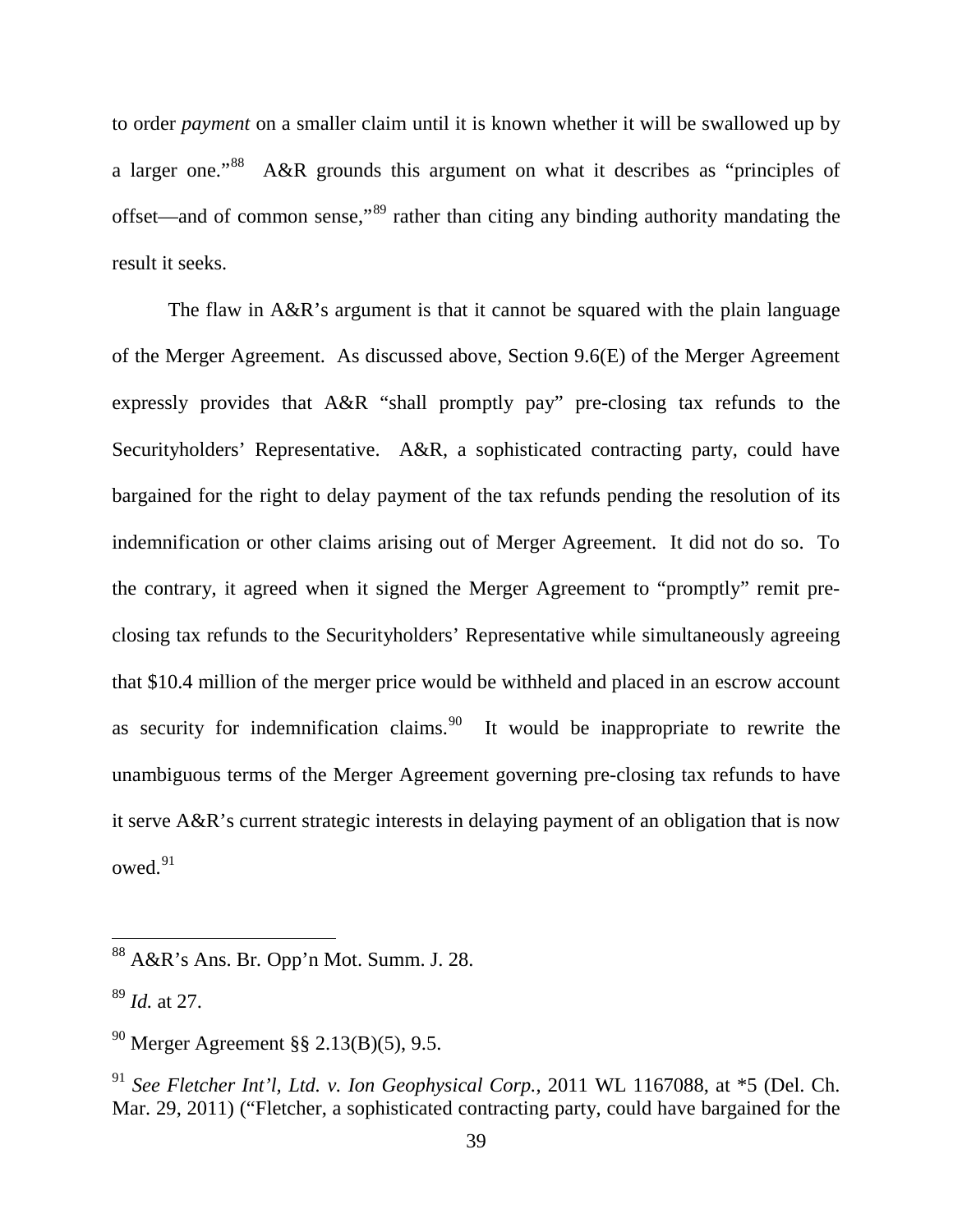to order *payment* on a smaller claim until it is known whether it will be swallowed up by a larger one."[88] A&R grounds this argument on what it describes as "principles of offset—and of common sense,"[89] rather than citing any binding authority mandating the result it seeks.

The flaw in A&R's argument is that it cannot be squared with the plain language of the Merger Agreement. As discussed above, Section 9.6(E) of the Merger Agreement expressly provides that A&R "shall promptly pay" pre-closing tax refunds to the Securityholders' Representative. A&R, a sophisticated contracting party, could have bargained for the right to delay payment of the tax refunds pending the resolution of its indemnification or other claims arising out of Merger Agreement. It did not do so. To the contrary, it agreed when it signed the Merger Agreement to "promptly" remit pre-closing tax refunds to the Securityholders' Representative while simultaneously agreeing that $10.4 million of the merger price would be withheld and placed in an escrow account as security for indemnification claims.[90] It would be inappropriate to rewrite the unambiguous terms of the Merger Agreement governing pre-closing tax refunds to have it serve A&R's current strategic interests in delaying payment of an obligation that is now owed.[91]

---

[88] A&R's Ans. Br. Opp'n Mot. Summ. J. 28.

[89] *Id.* at 27.

[90] Merger Agreement §§ 2.13(B)(5), 9.5.

[91] *See Fletcher Int'l, Ltd. v. Ion Geophysical Corp.*, 2011 WL 1167088, at *5 (Del. Ch. Mar. 29, 2011) ("Fletcher, a sophisticated contracting party, could have bargained for the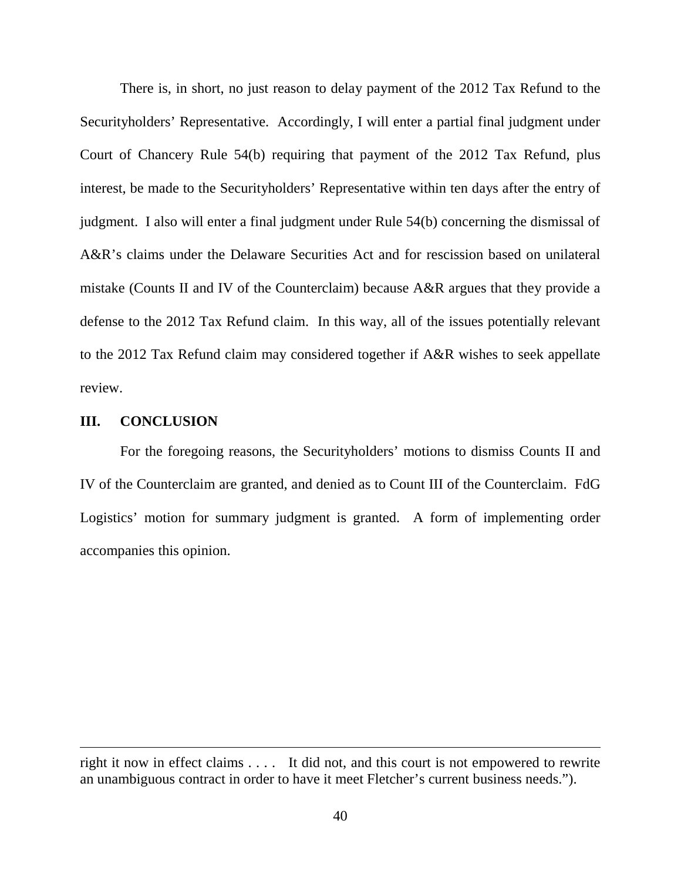There is, in short, no just reason to delay payment of the 2012 Tax Refund to the Securityholders' Representative. Accordingly, I will enter a partial final judgment under Court of Chancery Rule 54(b) requiring that payment of the 2012 Tax Refund, plus interest, be made to the Securityholders' Representative within ten days after the entry of judgment. I also will enter a final judgment under Rule 54(b) concerning the dismissal of A&R's claims under the Delaware Securities Act and for rescission based on unilateral mistake (Counts II and IV of the Counterclaim) because A&R argues that they provide a defense to the 2012 Tax Refund claim. In this way, all of the issues potentially relevant to the 2012 Tax Refund claim may considered together if A&R wishes to seek appellate review.

## III. CONCLUSION

For the foregoing reasons, the Securityholders' motions to dismiss Counts II and IV of the Counterclaim are granted, and denied as to Count III of the Counterclaim. FdG Logistics' motion for summary judgment is granted. A form of implementing order accompanies this opinion.

---

right it now in effect claims . . . . It did not, and this court is not empowered to rewrite an unambiguous contract in order to have it meet Fletcher's current business needs.").